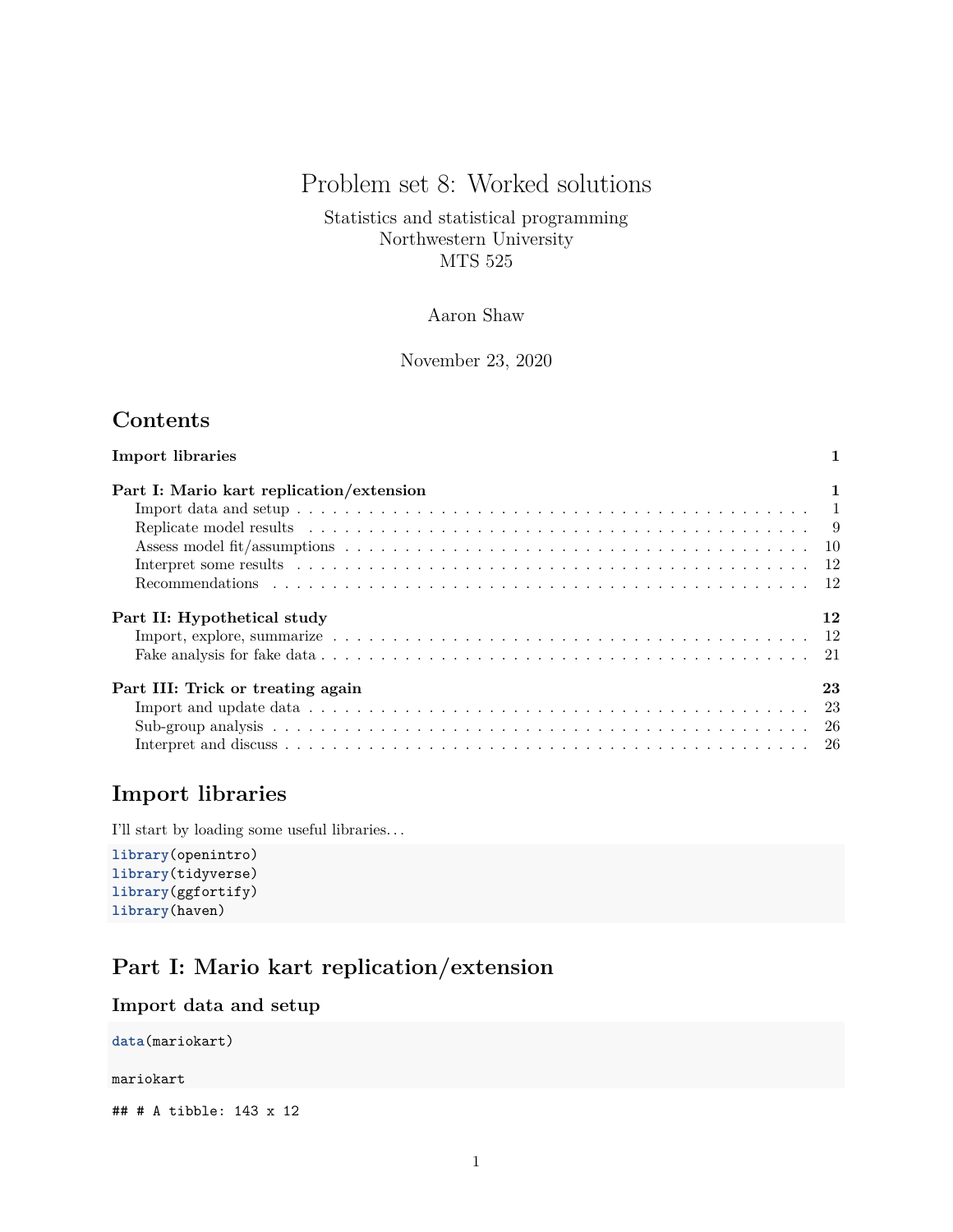# Problem set 8: Worked solutions

Statistics and statistical programming
Northwestern University
MTS 525

Aaron Shaw

November 23, 2020

## Contents

**Import libraries** **1**

**Part I: Mario kart replication/extension** **1**
- Import data and setup . . . 1
- Replicate model results . . . 9
- Assess model fit/assumptions . . . 10
- Interpret some results . . . 12
- Recommendations . . . 12

**Part II: Hypothetical study** **12**
- Import, explore, summarize . . . 12
- Fake analysis for fake data . . . 21

**Part III: Trick or treating again** **23**
- Import and update data . . . 23
- Sub-group analysis . . . 26
- Interpret and discuss . . . 26

## Import libraries

I'll start by loading some useful libraries…

```
library(openintro)
library(tidyverse)
library(ggfortify)
library(haven)
```

## Part I: Mario kart replication/extension

### Import data and setup

```
data(mariokart)

mariokart
```

```
## # A tibble: 143 x 12
```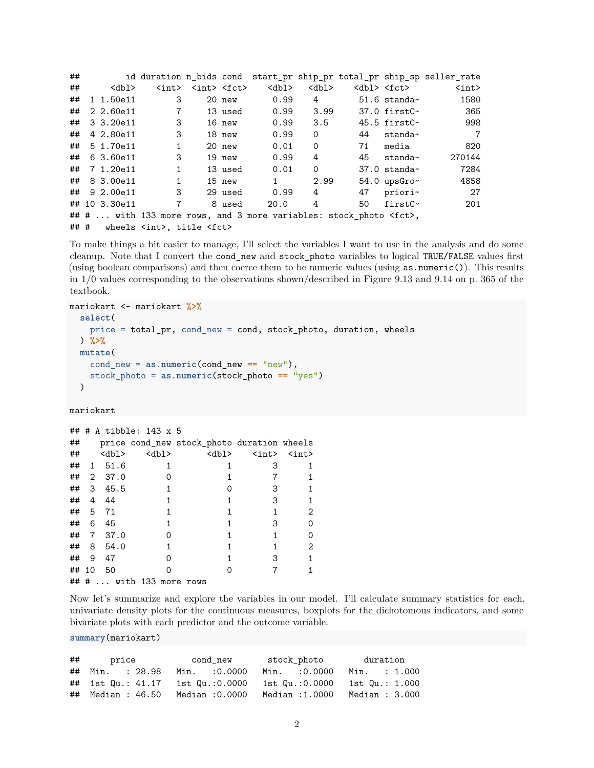```
##         id duration n_bids cond  start_pr ship_pr total_pr ship_sp seller_rate
##      <dbl>    <int>  <int> <fct>    <dbl>   <dbl>    <dbl> <fct>         <int>
##  1 1.50e11        3     20 new       0.99    4        51.6 standa~        1580
##  2 2.60e11        7     13 used      0.99    3.99     37.0 firstC~         365
##  3 3.20e11        3     16 new       0.99    3.5      45.5 firstC~         998
##  4 2.80e11        3     18 new       0.99    0        44   standa~           7
##  5 1.70e11        1     20 new       0.01    0        71   media           820
##  6 3.60e11        3     19 new       0.99    4        45   standa~      270144
##  7 1.20e11        1     13 used      0.01    0        37.0 standa~        7284
##  8 3.00e11        1     15 new       1       2.99     54.0 upsGro~        4858
##  9 2.00e11        3     29 used      0.99    4        47   priori~          27
## 10 3.30e11        7      8 used     20.0     4        50   firstC~         201
## # ... with 133 more rows, and 3 more variables: stock_photo <fct>,
## #   wheels <int>, title <fct>
```

To make things a bit easier to manage, I'll select the variables I want to use in the analysis and do some cleanup. Note that I convert the `cond_new` and `stock_photo` variables to logical `TRUE/FALSE` values first (using boolean comparisons) and then coerce them to be numeric values (using `as.numeric()`). This results in 1/0 values corresponding to the observations shown/described in Figure 9.13 and 9.14 on p. 365 of the textbook.

```
mariokart <- mariokart %>%
  select(
    price = total_pr, cond_new = cond, stock_photo, duration, wheels
  ) %>%
  mutate(
    cond_new = as.numeric(cond_new == "new"),
    stock_photo = as.numeric(stock_photo == "yes")
  )

mariokart
```

```
## # A tibble: 143 x 5
##    price cond_new stock_photo duration wheels
##    <dbl>    <dbl>       <dbl>    <int>  <int>
##  1  51.6        1           1        3      1
##  2  37.0        0           1        7      1
##  3  45.5        1           0        3      1
##  4  44          1           1        3      1
##  5  71          1           1        1      2
##  6  45          1           1        3      0
##  7  37.0        0           1        1      0
##  8  54.0        1           1        1      2
##  9  47          0           1        3      1
## 10  50          0           0        7      1
## # ... with 133 more rows
```

Now let's summarize and explore the variables in our model. I'll calculate summary statistics for each, univariate density plots for the continuous measures, boxplots for the dichotomous indicators, and some bivariate plots with each predictor and the outcome variable.

```
summary(mariokart)
```

```
##      price          cond_new       stock_photo        duration
##  Min.   : 28.98   Min.   :0.0000   Min.   :0.0000   Min.   : 1.000
##  1st Qu.: 41.17   1st Qu.:0.0000   1st Qu.:0.0000   1st Qu.: 1.000
##  Median : 46.50   Median :0.0000   Median :1.0000   Median : 3.000
```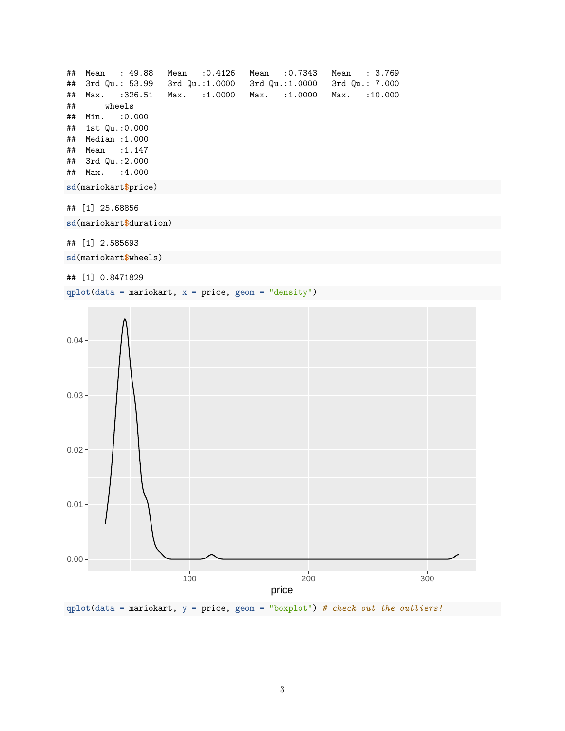```
##  Mean   : 49.88   Mean   :0.4126   Mean   :0.7343   Mean   : 3.769
##  3rd Qu.: 53.99   3rd Qu.:1.0000   3rd Qu.:1.0000   3rd Qu.: 7.000
##  Max.   :326.51   Max.   :1.0000   Max.   :1.0000   Max.   :10.000
##      wheels
##  Min.   :0.000
##  1st Qu.:0.000
##  Median :1.000
##  Mean   :1.147
##  3rd Qu.:2.000
##  Max.   :4.000
```

```
sd(mariokart$price)
```

```
## [1] 25.68856
```

```
sd(mariokart$duration)
```

```
## [1] 2.585693
```

```
sd(mariokart$wheels)
```

```
## [1] 0.8471829
```

```
qplot(data = mariokart, x = price, geom = "density")
```

```
qplot(data = mariokart, y = price, geom = "boxplot") # check out the outliers!
```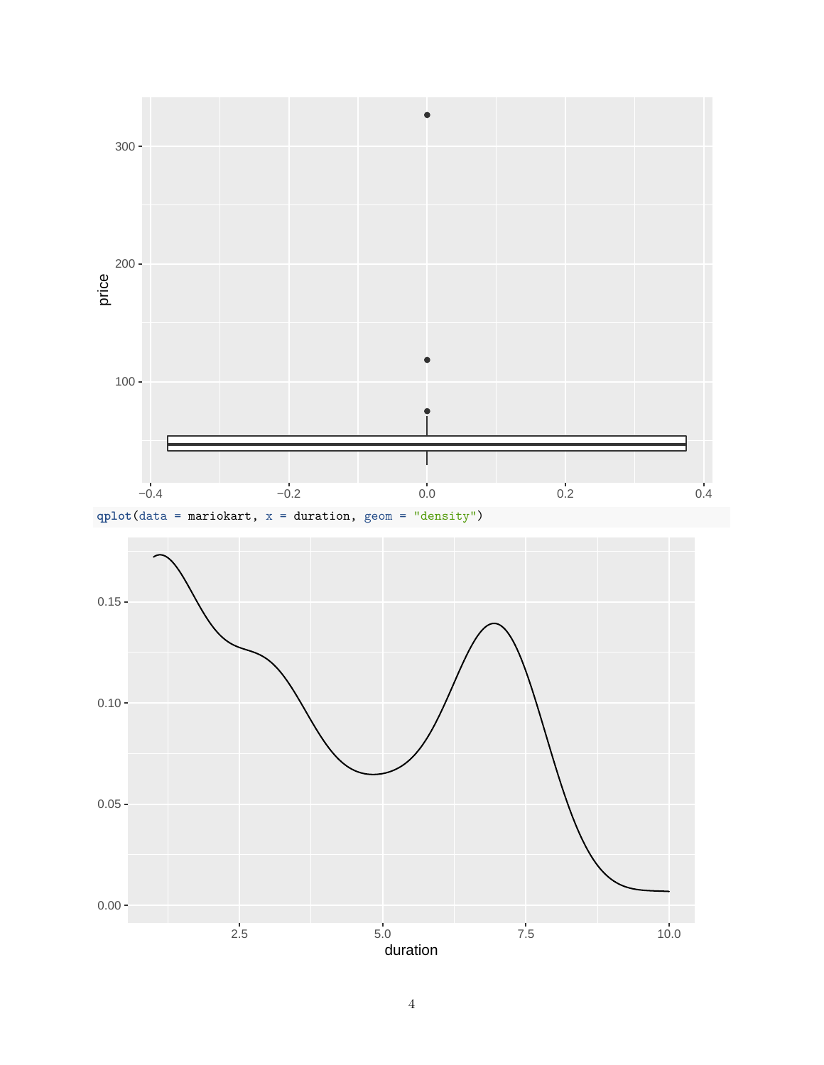```
qplot(data = mariokart, x = duration, geom = "density")
```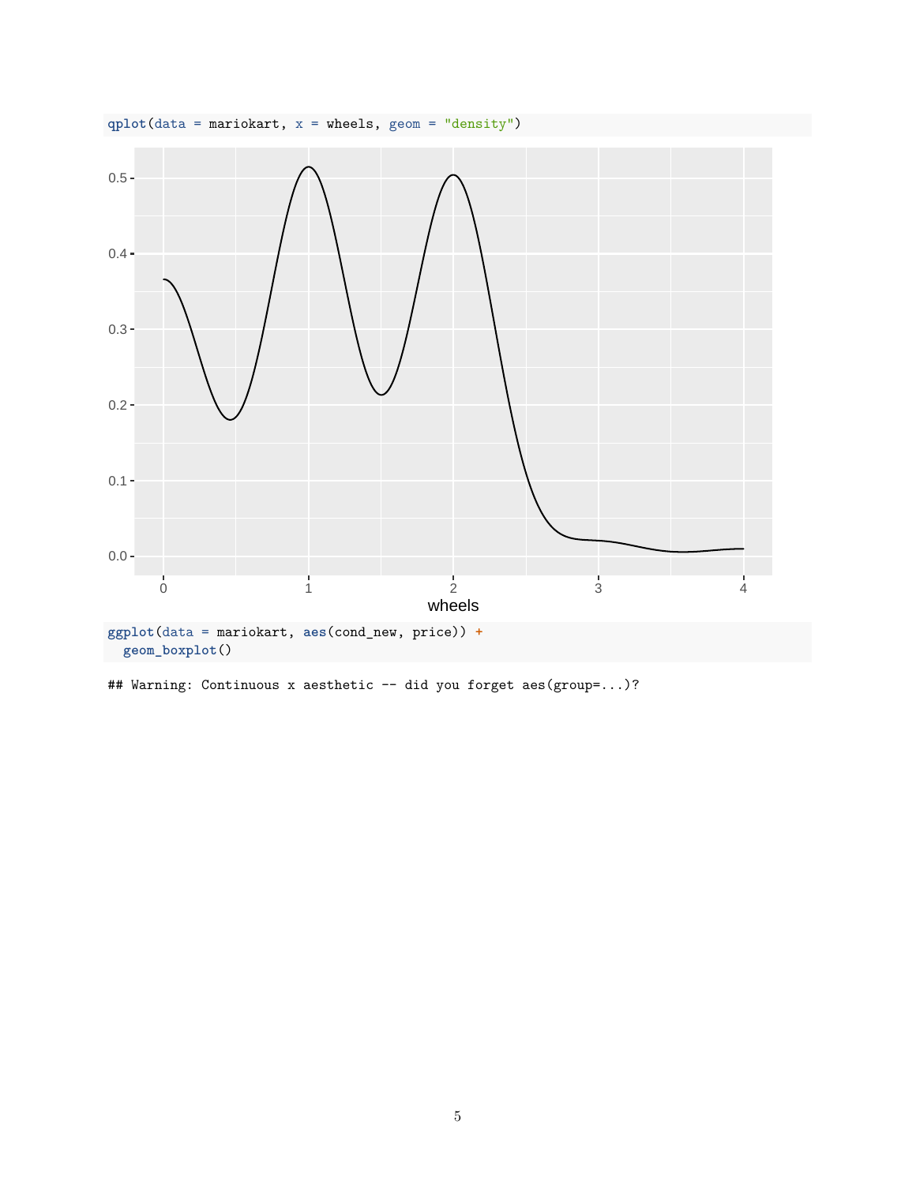```r
qplot(data = mariokart, x = wheels, geom = "density")
```

```r
ggplot(data = mariokart, aes(cond_new, price)) +
  geom_boxplot()
```

```
## Warning: Continuous x aesthetic -- did you forget aes(group=...)?
```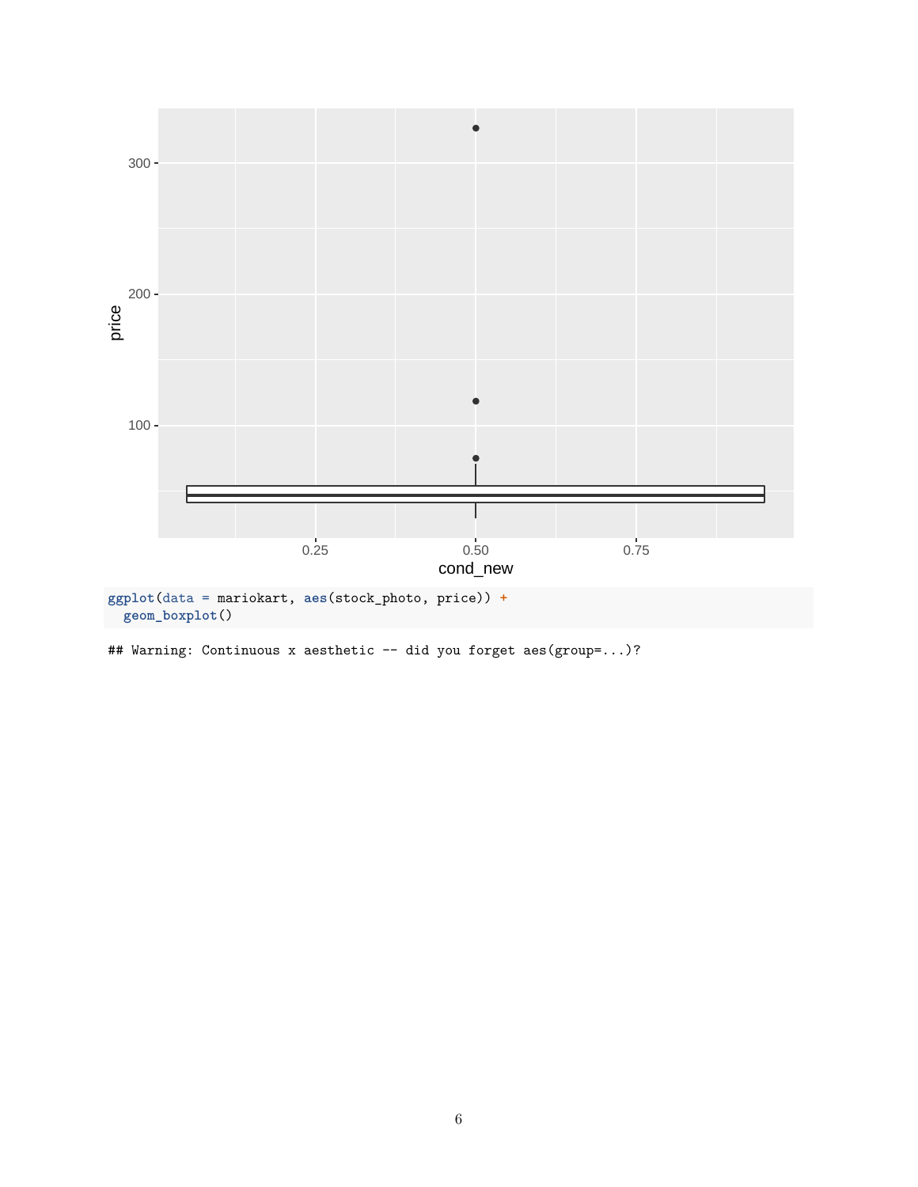```r
ggplot(data = mariokart, aes(stock_photo, price)) +
  geom_boxplot()
```

```
## Warning: Continuous x aesthetic -- did you forget aes(group=...)?
```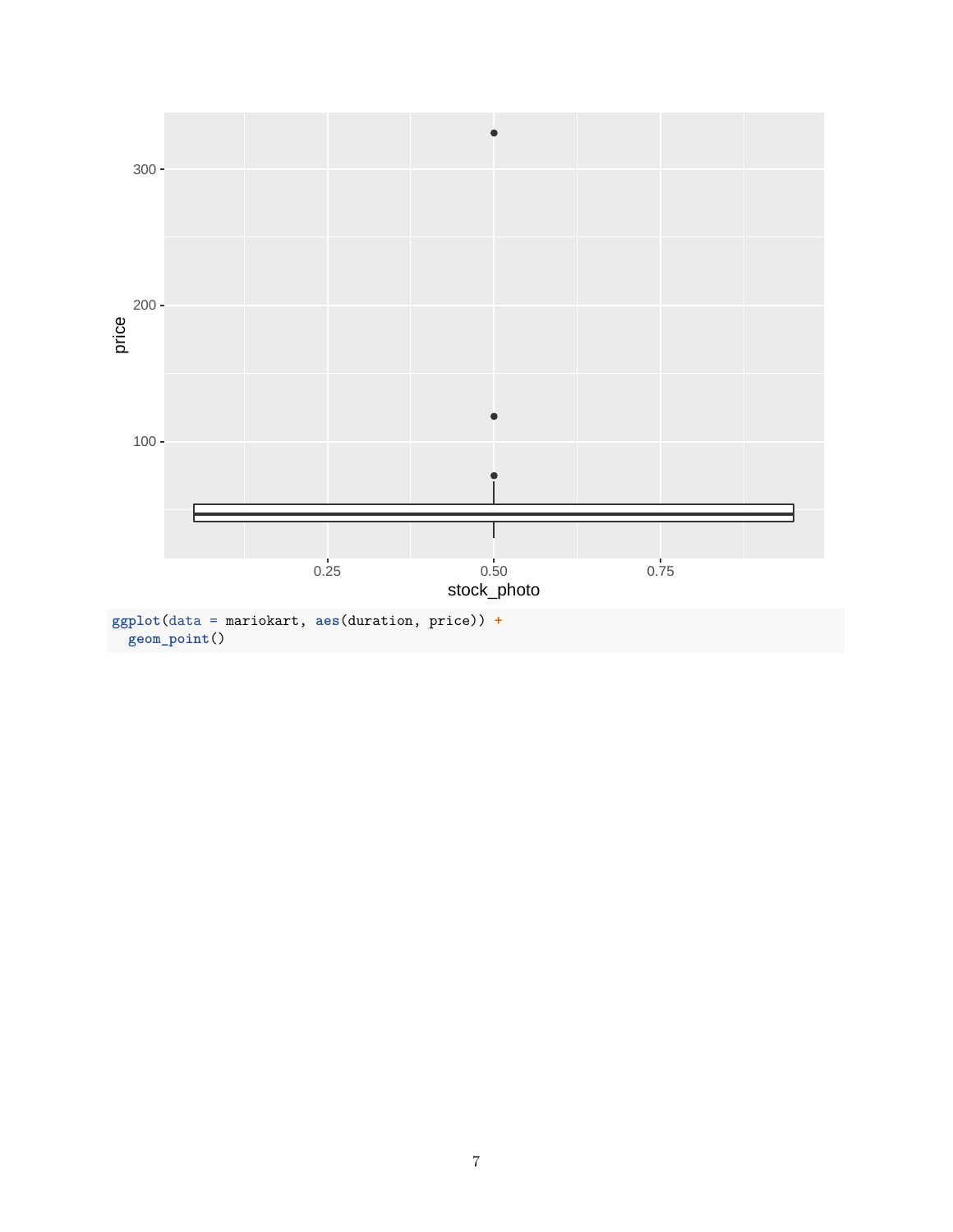```
ggplot(data = mariokart, aes(duration, price)) +
  geom_point()
```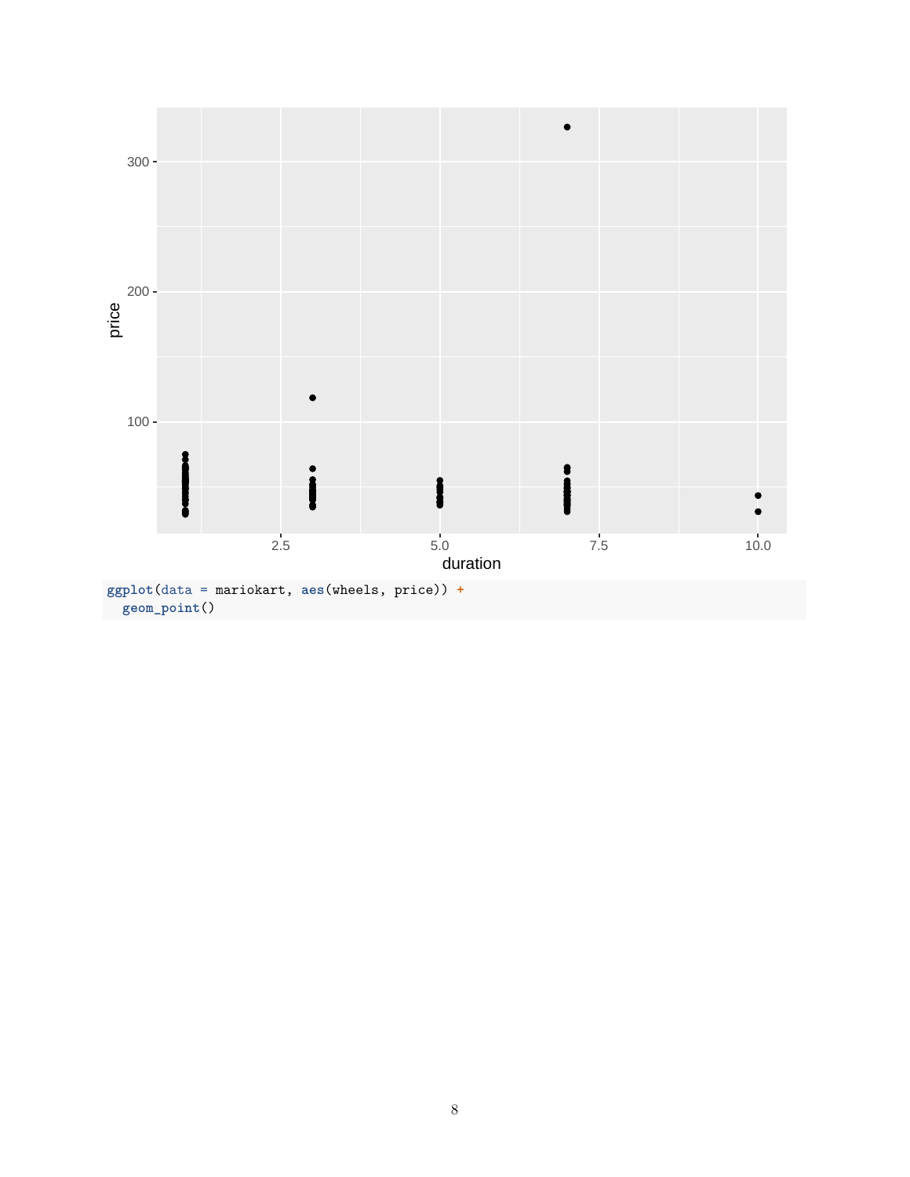```r
ggplot(data = mariokart, aes(wheels, price)) +
  geom_point()
```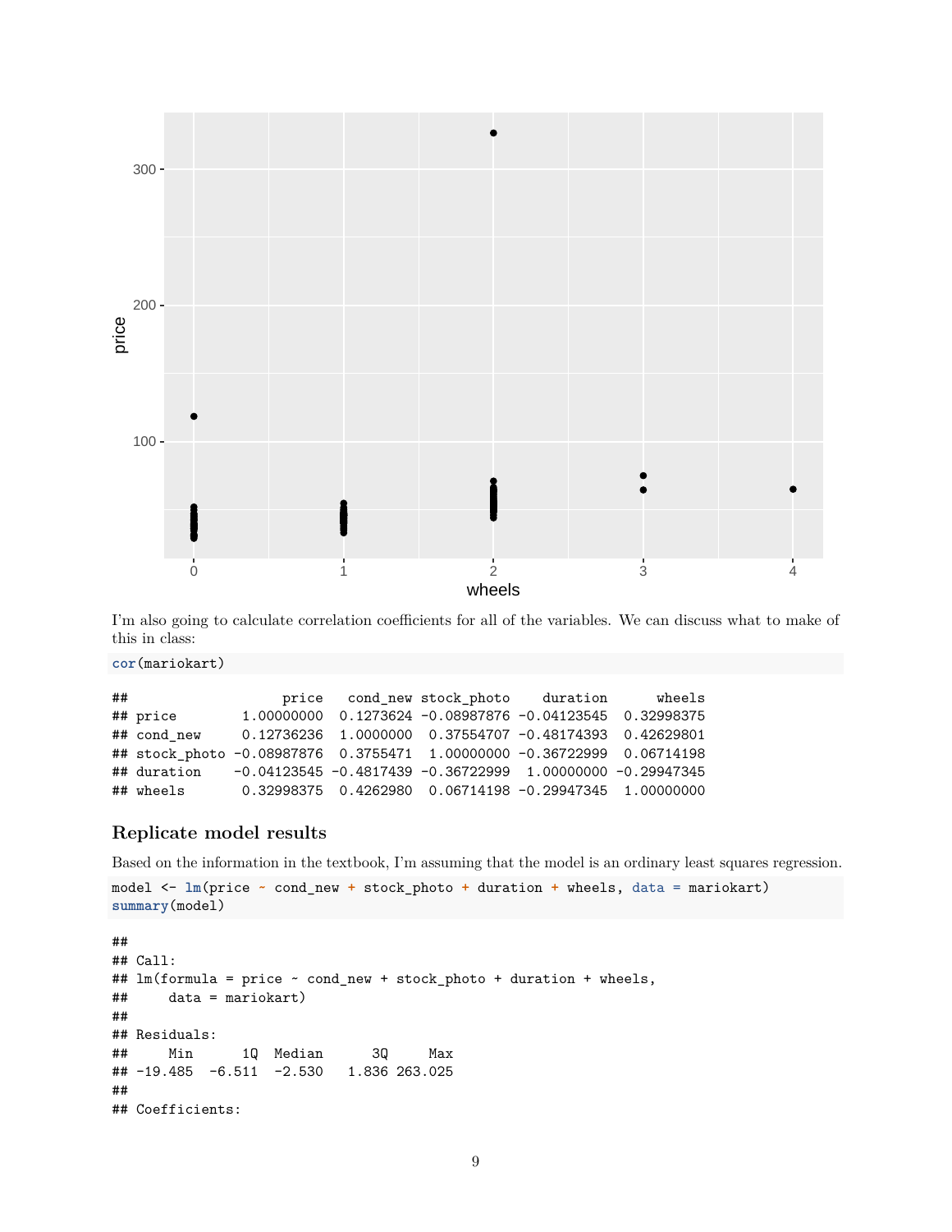I'm also going to calculate correlation coefficients for all of the variables. We can discuss what to make of this in class:

```r
cor(mariokart)
```

```
##                   price   cond_new stock_photo    duration      wheels
## price        1.00000000  0.1273624 -0.08987876 -0.04123545  0.32998375
## cond_new     0.12736236  1.0000000  0.37554707 -0.48174393  0.42629801
## stock_photo -0.08987876  0.3755471  1.00000000 -0.36722999  0.06714198
## duration    -0.04123545 -0.4817439 -0.36722999  1.00000000 -0.29947345
## wheels       0.32998375  0.4262980  0.06714198 -0.29947345  1.00000000
```

### Replicate model results

Based on the information in the textbook, I'm assuming that the model is an ordinary least squares regression.

```r
model <- lm(price ~ cond_new + stock_photo + duration + wheels, data = mariokart)
summary(model)
```

```
##
## Call:
## lm(formula = price ~ cond_new + stock_photo + duration + wheels,
##     data = mariokart)
##
## Residuals:
##     Min      1Q  Median      3Q     Max
## -19.485  -6.511  -2.530   1.836 263.025
##
## Coefficients:
```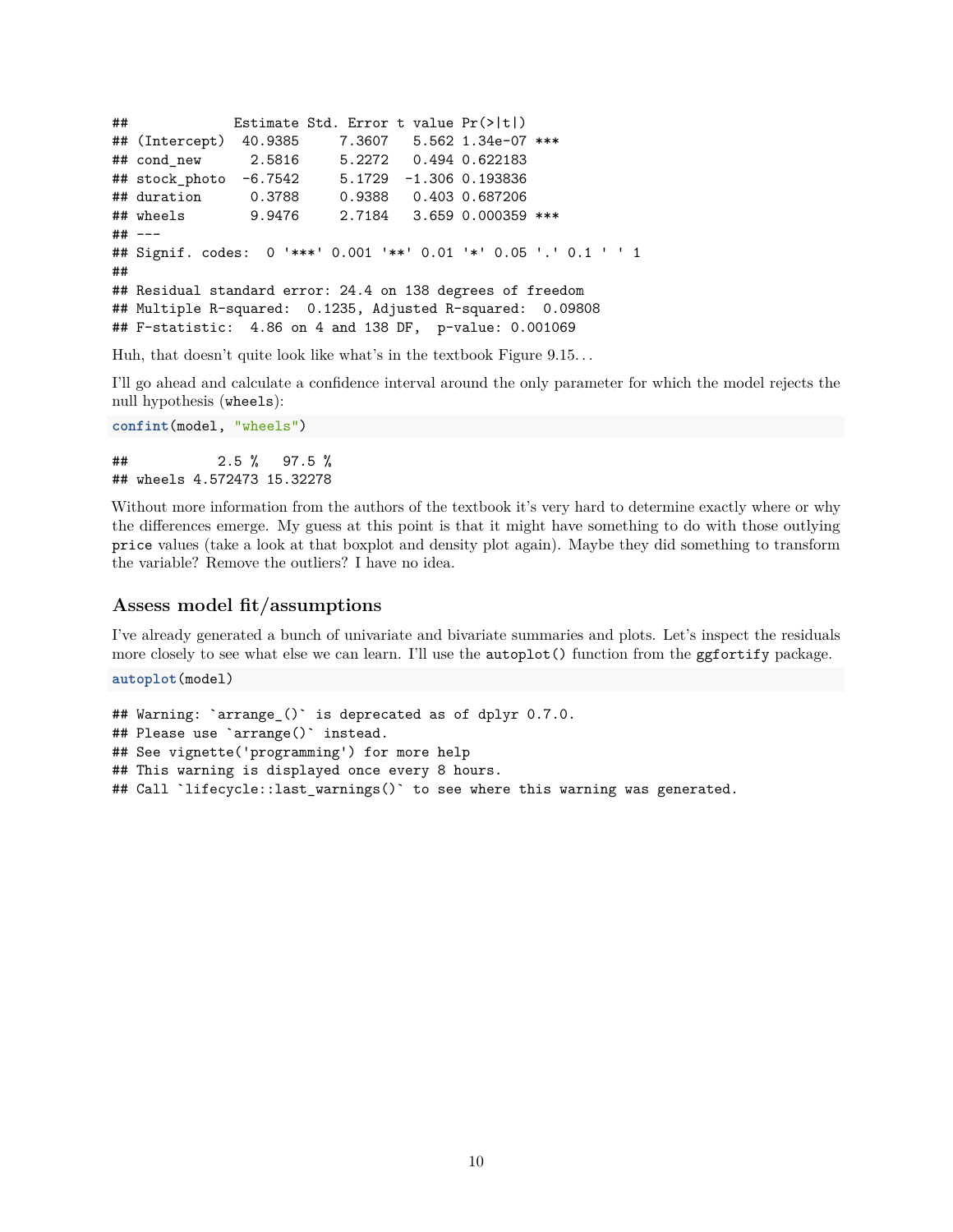```
##             Estimate Std. Error t value Pr(>|t|)    
## (Intercept)  40.9385     7.3607   5.562 1.34e-07 ***
## cond_new      2.5816     5.2272   0.494 0.622183    
## stock_photo  -6.7542     5.1729  -1.306 0.193836    
## duration      0.3788     0.9388   0.403 0.687206    
## wheels        9.9476     2.7184   3.659 0.000359 ***
## ---
## Signif. codes:  0 '***' 0.001 '**' 0.01 '*' 0.05 '.' 0.1 ' ' 1
## 
## Residual standard error: 24.4 on 138 degrees of freedom
## Multiple R-squared:  0.1235, Adjusted R-squared:  0.09808 
## F-statistic:  4.86 on 4 and 138 DF,  p-value: 0.001069
```

Huh, that doesn't quite look like what's in the textbook Figure 9.15…

I'll go ahead and calculate a confidence interval around the only parameter for which the model rejects the null hypothesis (`wheels`):

```
confint(model, "wheels")
```

```
##           2.5 %   97.5 %
## wheels 4.572473 15.32278
```

Without more information from the authors of the textbook it's very hard to determine exactly where or why the differences emerge. My guess at this point is that it might have something to do with those outlying `price` values (take a look at that boxplot and density plot again). Maybe they did something to transform the variable? Remove the outliers? I have no idea.

### Assess model fit/assumptions

I've already generated a bunch of univariate and bivariate summaries and plots. Let's inspect the residuals more closely to see what else we can learn. I'll use the `autoplot()` function from the `ggfortify` package.

```
autoplot(model)
```

```
## Warning: `arrange_()` is deprecated as of dplyr 0.7.0.
## Please use `arrange()` instead.
## See vignette('programming') for more help
## This warning is displayed once every 8 hours.
## Call `lifecycle::last_warnings()` to see where this warning was generated.
```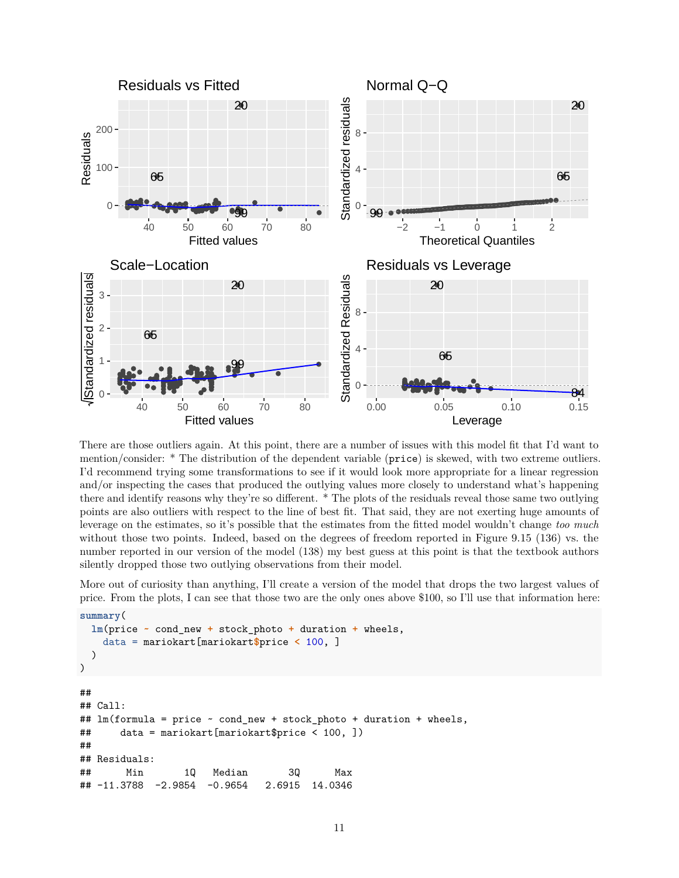There are those outliers again. At this point, there are a number of issues with this model fit that I'd want to mention/consider: * The distribution of the dependent variable (`price`) is skewed, with two extreme outliers. I'd recommend trying some transformations to see if it would look more appropriate for a linear regression and/or inspecting the cases that produced the outlying values more closely to understand what's happening there and identify reasons why they're so different. * The plots of the residuals reveal those same two outlying points are also outliers with respect to the line of best fit. That said, they are not exerting huge amounts of leverage on the estimates, so it's possible that the estimates from the fitted model wouldn't change *too much* without those two points. Indeed, based on the degrees of freedom reported in Figure 9.15 (136) vs. the number reported in our version of the model (138) my best guess at this point is that the textbook authors silently dropped those two outlying observations from their model.

More out of curiosity than anything, I'll create a version of the model that drops the two largest values of price. From the plots, I can see that those two are the only ones above $100, so I'll use that information here:

```
summary(
  lm(price ~ cond_new + stock_photo + duration + wheels,
    data = mariokart[mariokart$price < 100, ]
  )
)
```

```
##
## Call:
## lm(formula = price ~ cond_new + stock_photo + duration + wheels,
##     data = mariokart[mariokart$price < 100, ])
##
## Residuals:
##      Min       1Q   Median       3Q      Max
## -11.3788  -2.9854  -0.9654   2.6915  14.0346
```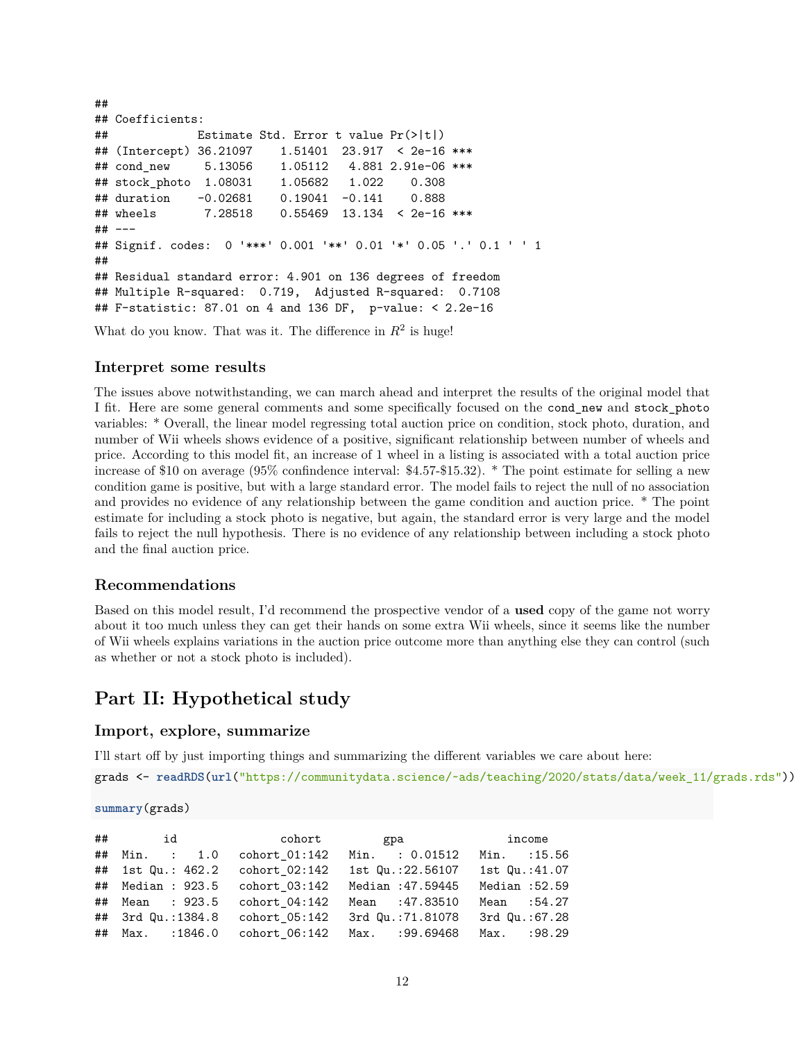```
##
## Coefficients:
##             Estimate Std. Error t value Pr(>|t|)    
## (Intercept) 36.21097    1.51401  23.917  < 2e-16 ***
## cond_new     5.13056    1.05112   4.881 2.91e-06 ***
## stock_photo  1.08031    1.05682   1.022    0.308    
## duration    -0.02681    0.19041  -0.141    0.888    
## wheels       7.28518    0.55469  13.134  < 2e-16 ***
## ---
## Signif. codes:  0 '***' 0.001 '**' 0.01 '*' 0.05 '.' 0.1 ' ' 1
##
## Residual standard error: 4.901 on 136 degrees of freedom
## Multiple R-squared:  0.719,  Adjusted R-squared:  0.7108 
## F-statistic: 87.01 on 4 and 136 DF,  p-value: < 2.2e-16
```

What do you know. That was it. The difference in $R^2$ is huge!

### Interpret some results

The issues above notwithstanding, we can march ahead and interpret the results of the original model that I fit. Here are some general comments and some specifically focused on the `cond_new` and `stock_photo` variables: * Overall, the linear model regressing total auction price on condition, stock photo, duration, and number of Wii wheels shows evidence of a positive, significant relationship between number of wheels and price. According to this model fit, an increase of 1 wheel in a listing is associated with a total auction price increase of $10 on average (95% confindence interval: $4.57-$15.32). * The point estimate for selling a new condition game is positive, but with a large standard error. The model fails to reject the null of no association and provides no evidence of any relationship between the game condition and auction price. * The point estimate for including a stock photo is negative, but again, the standard error is very large and the model fails to reject the null hypothesis. There is no evidence of any relationship between including a stock photo and the final auction price.

### Recommendations

Based on this model result, I'd recommend the prospective vendor of a **used** copy of the game not worry about it too much unless they can get their hands on some extra Wii wheels, since it seems like the number of Wii wheels explains variations in the auction price outcome more than anything else they can control (such as whether or not a stock photo is included).

## Part II: Hypothetical study

### Import, explore, summarize

I'll start off by just importing things and summarizing the different variables we care about here:

```r
grads <- readRDS(url("https://communitydata.science/~ads/teaching/2020/stats/data/week_11/grads.rds"))

summary(grads)
```

```
##        id              cohort         gpa               income     
##  Min.   :   1.0   cohort_01:142   Min.   : 0.01512   Min.   :15.56  
##  1st Qu.: 462.2   cohort_02:142   1st Qu.:22.56107   1st Qu.:41.07  
##  Median : 923.5   cohort_03:142   Median :47.59445   Median :52.59  
##  Mean   : 923.5   cohort_04:142   Mean   :47.83510   Mean   :54.27  
##  3rd Qu.:1384.8   cohort_05:142   3rd Qu.:71.81078   3rd Qu.:67.28  
##  Max.   :1846.0   cohort_06:142   Max.   :99.69468   Max.   :98.29  
```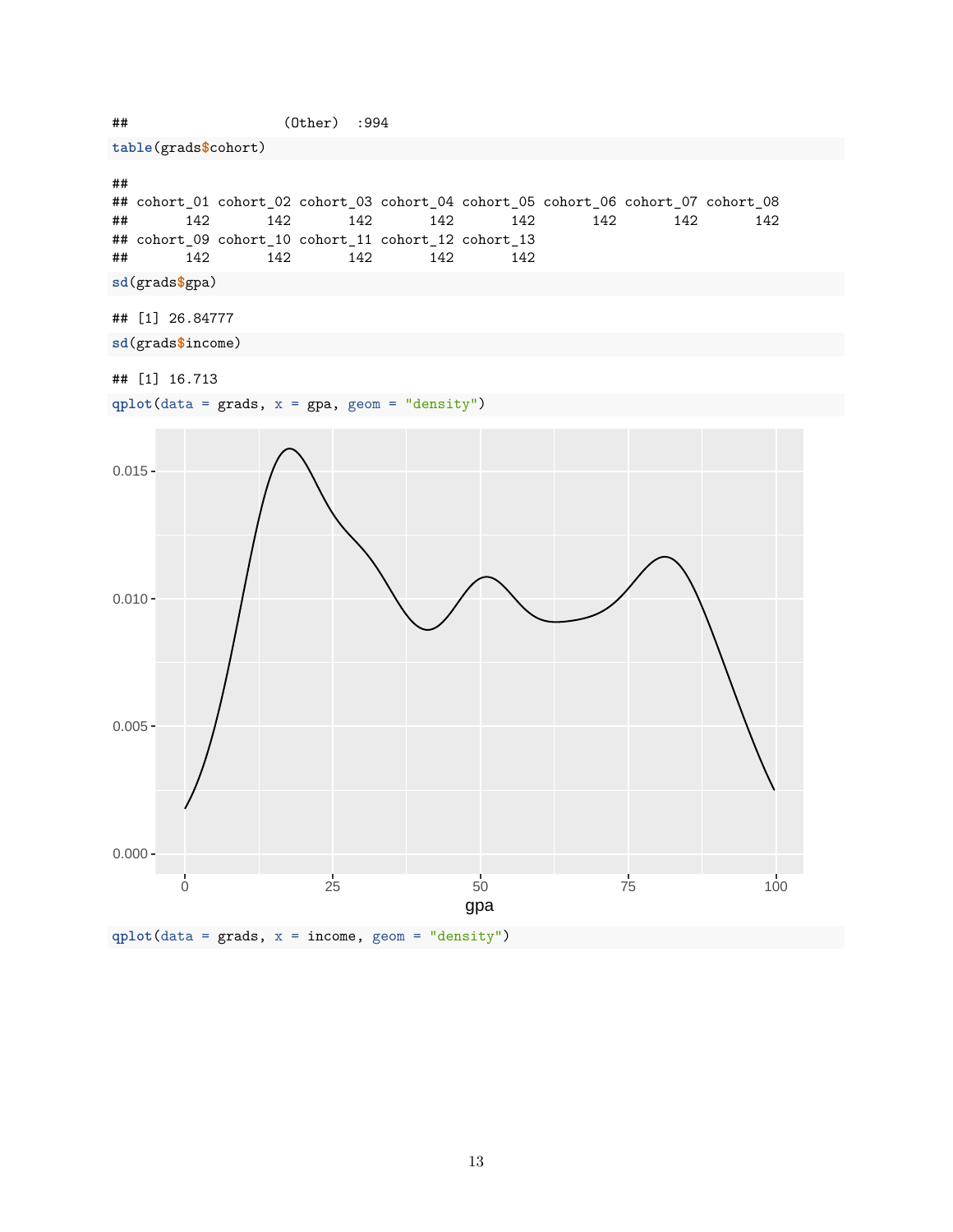```
##                   (Other)  :994
```

```
table(grads$cohort)
```

```
## 
## cohort_01 cohort_02 cohort_03 cohort_04 cohort_05 cohort_06 cohort_07 cohort_08 
##       142       142       142       142       142       142       142       142 
## cohort_09 cohort_10 cohort_11 cohort_12 cohort_13 
##       142       142       142       142       142
```

```
sd(grads$gpa)
```

```
## [1] 26.84777
```

```
sd(grads$income)
```

```
## [1] 16.713
```

```
qplot(data = grads, x = gpa, geom = "density")
```

```
qplot(data = grads, x = income, geom = "density")
```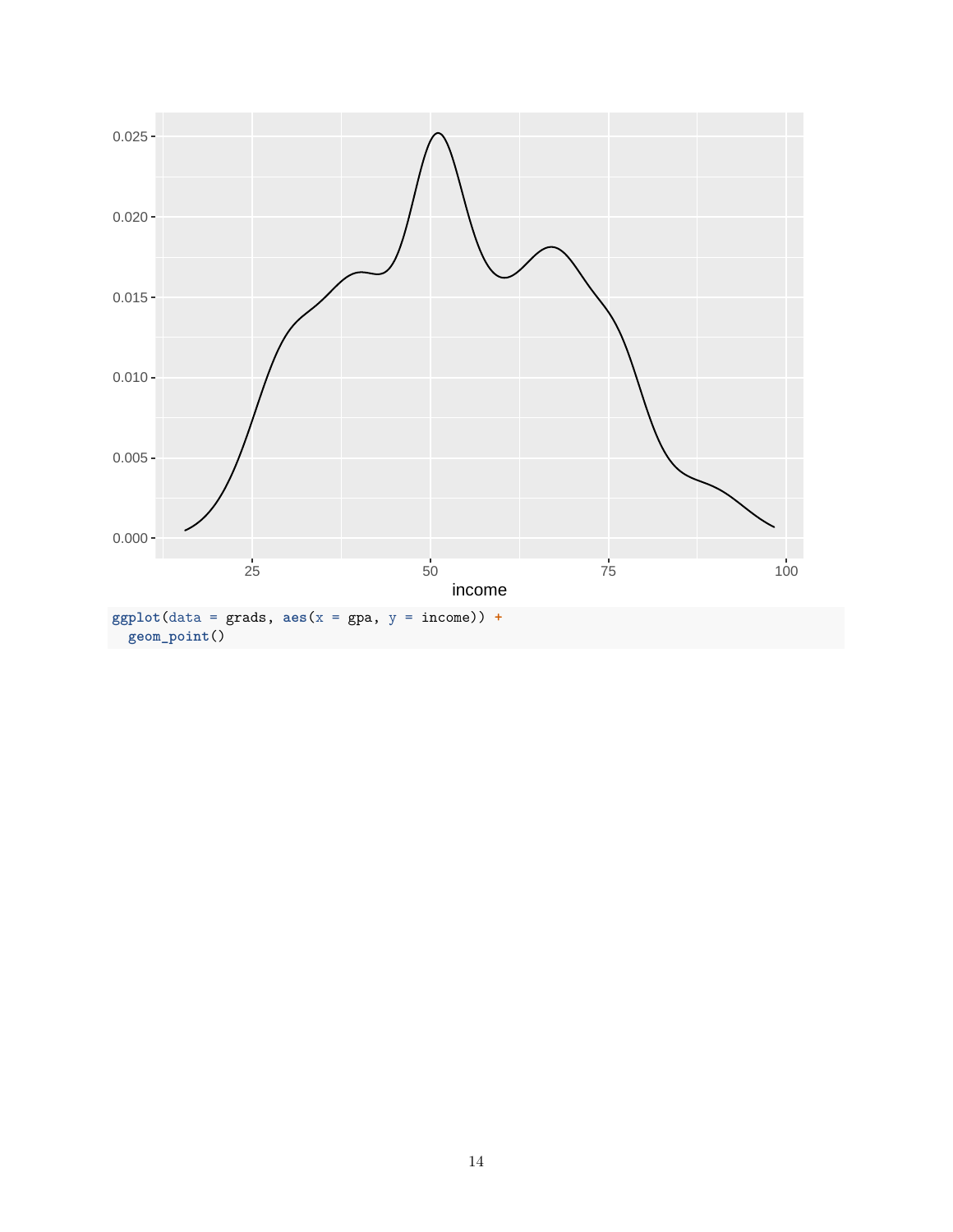```
ggplot(data = grads, aes(x = gpa, y = income)) +
  geom_point()
```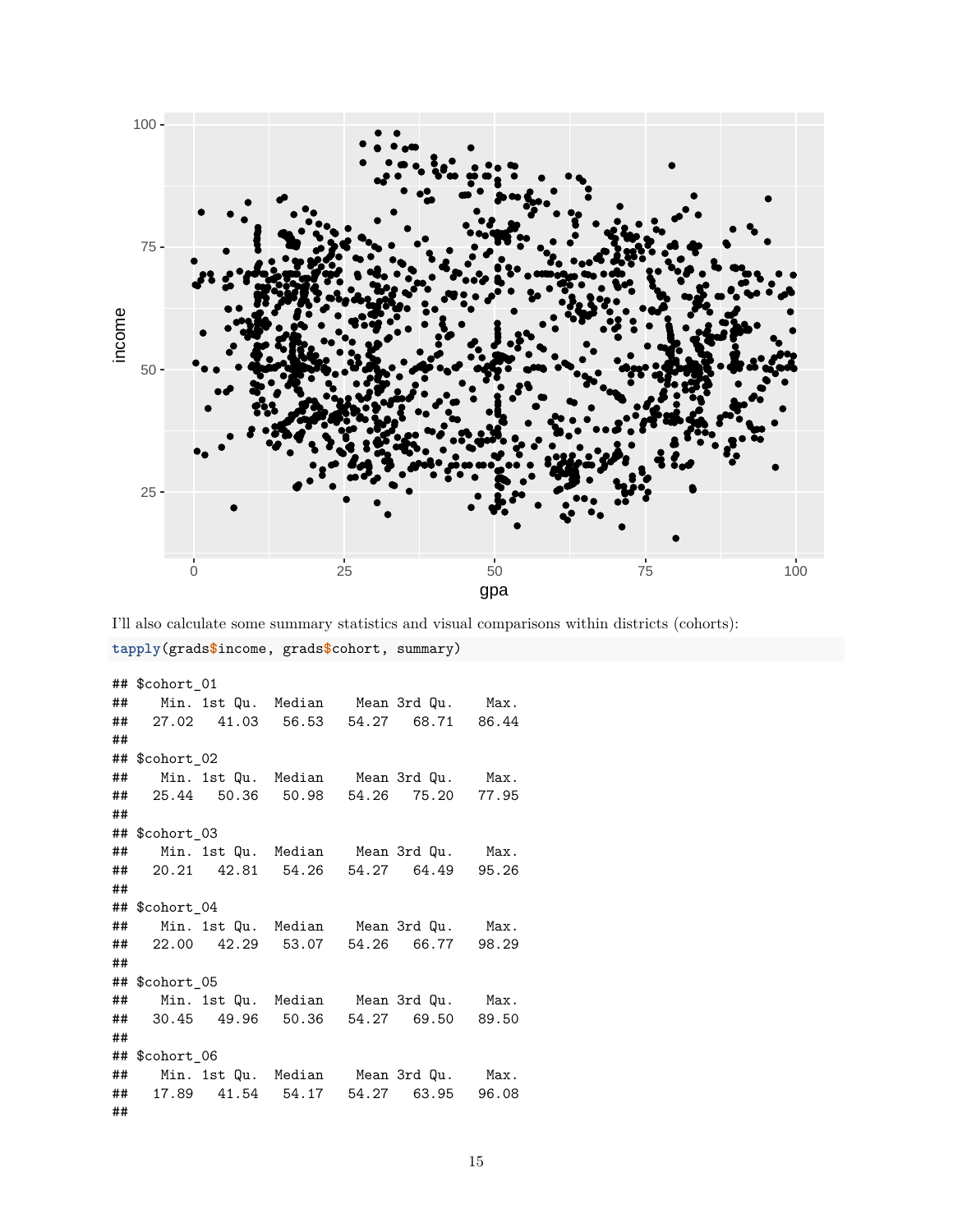I'll also calculate some summary statistics and visual comparisons within districts (cohorts):

```
tapply(grads$income, grads$cohort, summary)
```

```
## $cohort_01
##    Min. 1st Qu.  Median    Mean 3rd Qu.    Max.
##   27.02   41.03   56.53   54.27   68.71   86.44
##
## $cohort_02
##    Min. 1st Qu.  Median    Mean 3rd Qu.    Max.
##   25.44   50.36   50.98   54.26   75.20   77.95
##
## $cohort_03
##    Min. 1st Qu.  Median    Mean 3rd Qu.    Max.
##   20.21   42.81   54.26   54.27   64.49   95.26
##
## $cohort_04
##    Min. 1st Qu.  Median    Mean 3rd Qu.    Max.
##   22.00   42.29   53.07   54.26   66.77   98.29
##
## $cohort_05
##    Min. 1st Qu.  Median    Mean 3rd Qu.    Max.
##   30.45   49.96   50.36   54.27   69.50   89.50
##
## $cohort_06
##    Min. 1st Qu.  Median    Mean 3rd Qu.    Max.
##   17.89   41.54   54.17   54.27   63.95   96.08
##
```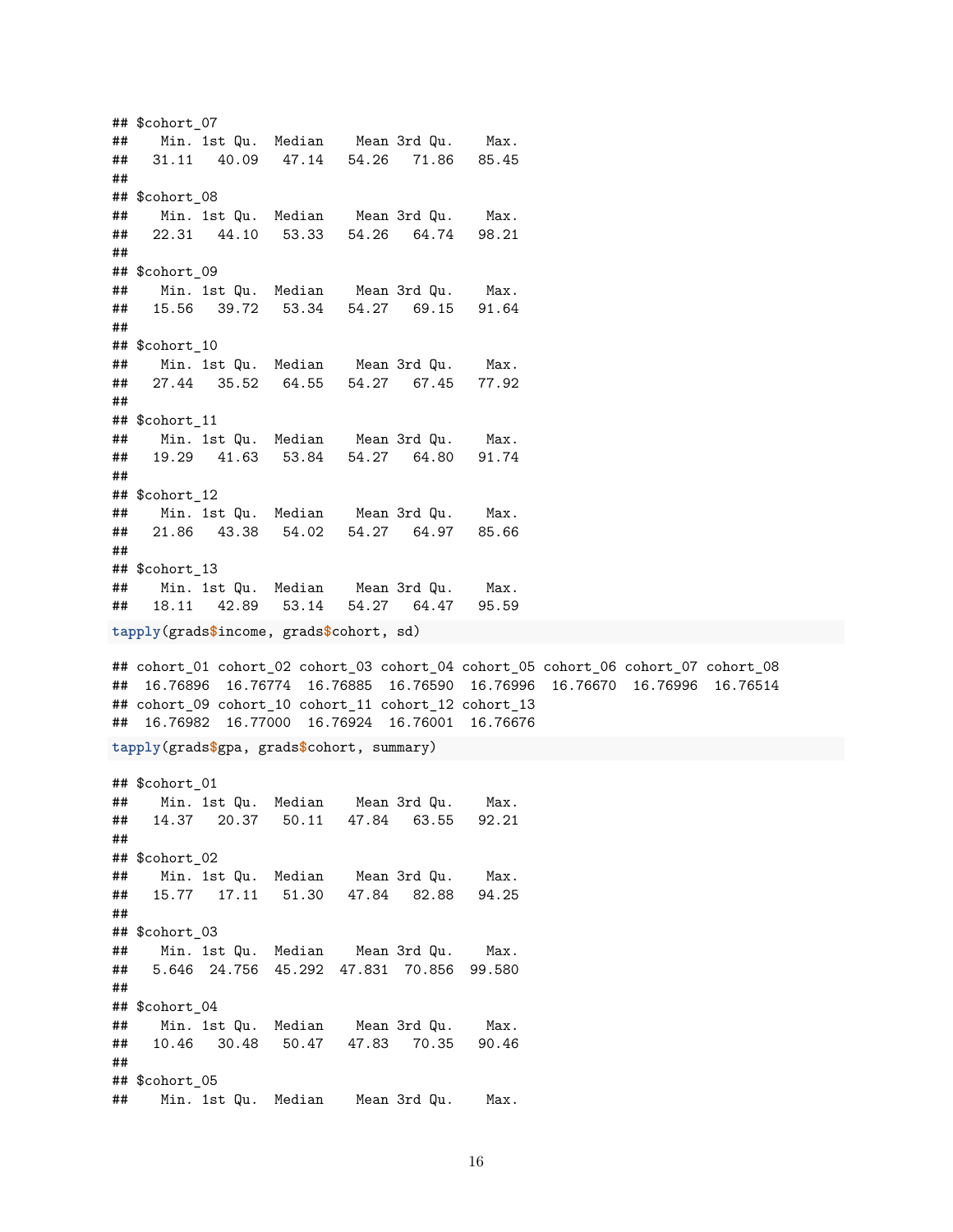```
## $cohort_07
##    Min. 1st Qu.  Median    Mean 3rd Qu.    Max. 
##   31.11   40.09   47.14   54.26   71.86   85.45 
## 
## $cohort_08
##    Min. 1st Qu.  Median    Mean 3rd Qu.    Max. 
##   22.31   44.10   53.33   54.26   64.74   98.21 
## 
## $cohort_09
##    Min. 1st Qu.  Median    Mean 3rd Qu.    Max. 
##   15.56   39.72   53.34   54.27   69.15   91.64 
## 
## $cohort_10
##    Min. 1st Qu.  Median    Mean 3rd Qu.    Max. 
##   27.44   35.52   64.55   54.27   67.45   77.92 
## 
## $cohort_11
##    Min. 1st Qu.  Median    Mean 3rd Qu.    Max. 
##   19.29   41.63   53.84   54.27   64.80   91.74 
## 
## $cohort_12
##    Min. 1st Qu.  Median    Mean 3rd Qu.    Max. 
##   21.86   43.38   54.02   54.27   64.97   85.66 
## 
## $cohort_13
##    Min. 1st Qu.  Median    Mean 3rd Qu.    Max. 
##   18.11   42.89   53.14   54.27   64.47   95.59
```

```
tapply(grads$income, grads$cohort, sd)
```

```
## cohort_01 cohort_02 cohort_03 cohort_04 cohort_05 cohort_06 cohort_07 cohort_08 
##  16.76896  16.76774  16.76885  16.76590  16.76996  16.76670  16.76996  16.76514 
## cohort_09 cohort_10 cohort_11 cohort_12 cohort_13 
##  16.76982  16.77000  16.76924  16.76001  16.76676
```

```
tapply(grads$gpa, grads$cohort, summary)
```

```
## $cohort_01
##    Min. 1st Qu.  Median    Mean 3rd Qu.    Max. 
##   14.37   20.37   50.11   47.84   63.55   92.21 
## 
## $cohort_02
##    Min. 1st Qu.  Median    Mean 3rd Qu.    Max. 
##   15.77   17.11   51.30   47.84   82.88   94.25 
## 
## $cohort_03
##    Min. 1st Qu.  Median    Mean 3rd Qu.    Max. 
##   5.646  24.756  45.292  47.831  70.856  99.580 
## 
## $cohort_04
##    Min. 1st Qu.  Median    Mean 3rd Qu.    Max. 
##   10.46   30.48   50.47   47.83   70.35   90.46 
## 
## $cohort_05
##    Min. 1st Qu.  Median    Mean 3rd Qu.    Max.
```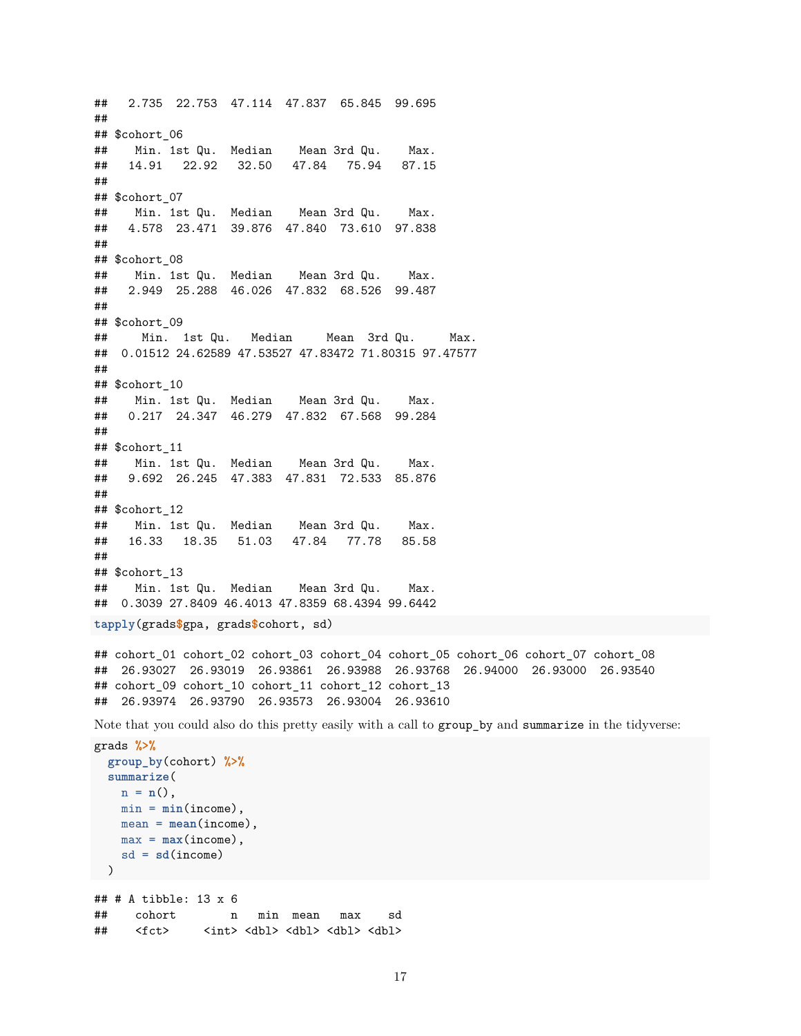```
##   2.735  22.753  47.114  47.837  65.845  99.695
##
## $cohort_06
##    Min. 1st Qu.  Median    Mean 3rd Qu.    Max.
##   14.91   22.92   32.50   47.84   75.94   87.15
##
## $cohort_07
##    Min. 1st Qu.  Median    Mean 3rd Qu.    Max.
##   4.578  23.471  39.876  47.840  73.610  97.838
##
## $cohort_08
##    Min. 1st Qu.  Median    Mean 3rd Qu.    Max.
##   2.949  25.288  46.026  47.832  68.526  99.487
##
## $cohort_09
##     Min.  1st Qu.   Median     Mean  3rd Qu.     Max.
##  0.01512 24.62589 47.53527 47.83472 71.80315 97.47577
##
## $cohort_10
##    Min. 1st Qu.  Median    Mean 3rd Qu.    Max.
##   0.217  24.347  46.279  47.832  67.568  99.284
##
## $cohort_11
##    Min. 1st Qu.  Median    Mean 3rd Qu.    Max.
##   9.692  26.245  47.383  47.831  72.533  85.876
##
## $cohort_12
##    Min. 1st Qu.  Median    Mean 3rd Qu.    Max.
##   16.33   18.35   51.03   47.84   77.78   85.58
##
## $cohort_13
##    Min. 1st Qu.  Median    Mean 3rd Qu.    Max.
##  0.3039 27.8409 46.4013 47.8359 68.4394 99.6442
```

```
tapply(grads$gpa, grads$cohort, sd)
```

```
## cohort_01 cohort_02 cohort_03 cohort_04 cohort_05 cohort_06 cohort_07 cohort_08
##  26.93027  26.93019  26.93861  26.93988  26.93768  26.94000  26.93000  26.93540
## cohort_09 cohort_10 cohort_11 cohort_12 cohort_13
##  26.93974  26.93790  26.93573  26.93004  26.93610
```

Note that you could also do this pretty easily with a call to `group_by` and `summarize` in the tidyverse:

```
grads %>%
  group_by(cohort) %>%
  summarize(
    n = n(),
    min = min(income),
    mean = mean(income),
    max = max(income),
    sd = sd(income)
  )
```

```
## # A tibble: 13 x 6
##    cohort        n   min  mean   max    sd
##    <fct>     <int> <dbl> <dbl> <dbl> <dbl>
```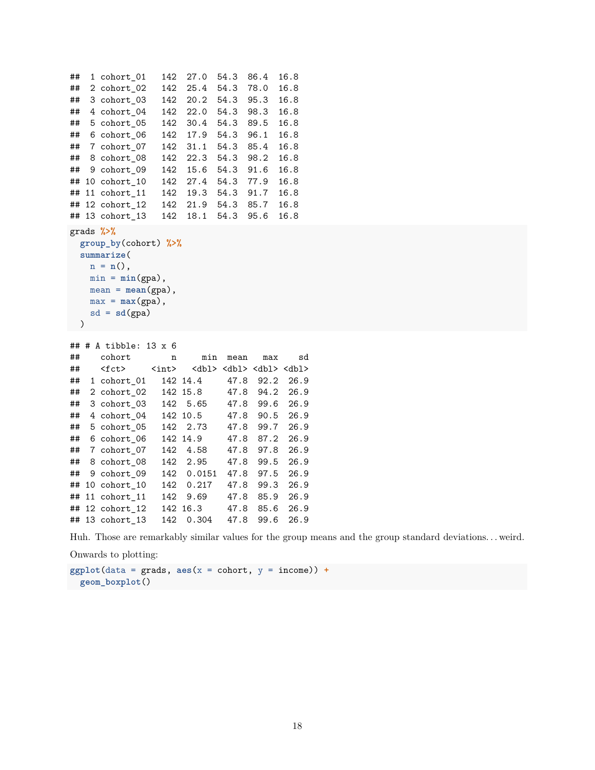```
## 1 cohort_01   142  27.0  54.3  86.4  16.8
## 2 cohort_02   142  25.4  54.3  78.0  16.8
## 3 cohort_03   142  20.2  54.3  95.3  16.8
## 4 cohort_04   142  22.0  54.3  98.3  16.8
## 5 cohort_05   142  30.4  54.3  89.5  16.8
## 6 cohort_06   142  17.9  54.3  96.1  16.8
## 7 cohort_07   142  31.1  54.3  85.4  16.8
## 8 cohort_08   142  22.3  54.3  98.2  16.8
## 9 cohort_09   142  15.6  54.3  91.6  16.8
## 10 cohort_10  142  27.4  54.3  77.9  16.8
## 11 cohort_11  142  19.3  54.3  91.7  16.8
## 12 cohort_12  142  21.9  54.3  85.7  16.8
## 13 cohort_13  142  18.1  54.3  95.6  16.8
```

```
grads %>%
  group_by(cohort) %>%
  summarize(
    n = n(),
    min = min(gpa),
    mean = mean(gpa),
    max = max(gpa),
    sd = sd(gpa)
  )
```

```
## # A tibble: 13 x 6
##    cohort        n     min  mean   max    sd
##    <fct>     <int>   <dbl> <dbl> <dbl> <dbl>
##  1 cohort_01   142 14.4     47.8  92.2  26.9
##  2 cohort_02   142 15.8     47.8  94.2  26.9
##  3 cohort_03   142  5.65    47.8  99.6  26.9
##  4 cohort_04   142 10.5     47.8  90.5  26.9
##  5 cohort_05   142  2.73    47.8  99.7  26.9
##  6 cohort_06   142 14.9     47.8  87.2  26.9
##  7 cohort_07   142  4.58    47.8  97.8  26.9
##  8 cohort_08   142  2.95    47.8  99.5  26.9
##  9 cohort_09   142  0.0151  47.8  97.5  26.9
## 10 cohort_10   142  0.217   47.8  99.3  26.9
## 11 cohort_11   142  9.69    47.8  85.9  26.9
## 12 cohort_12   142 16.3     47.8  85.6  26.9
## 13 cohort_13   142  0.304   47.8  99.6  26.9
```

Huh. Those are remarkably similar values for the group means and the group standard deviations. . . weird.

Onwards to plotting:

```
ggplot(data = grads, aes(x = cohort, y = income)) +
  geom_boxplot()
```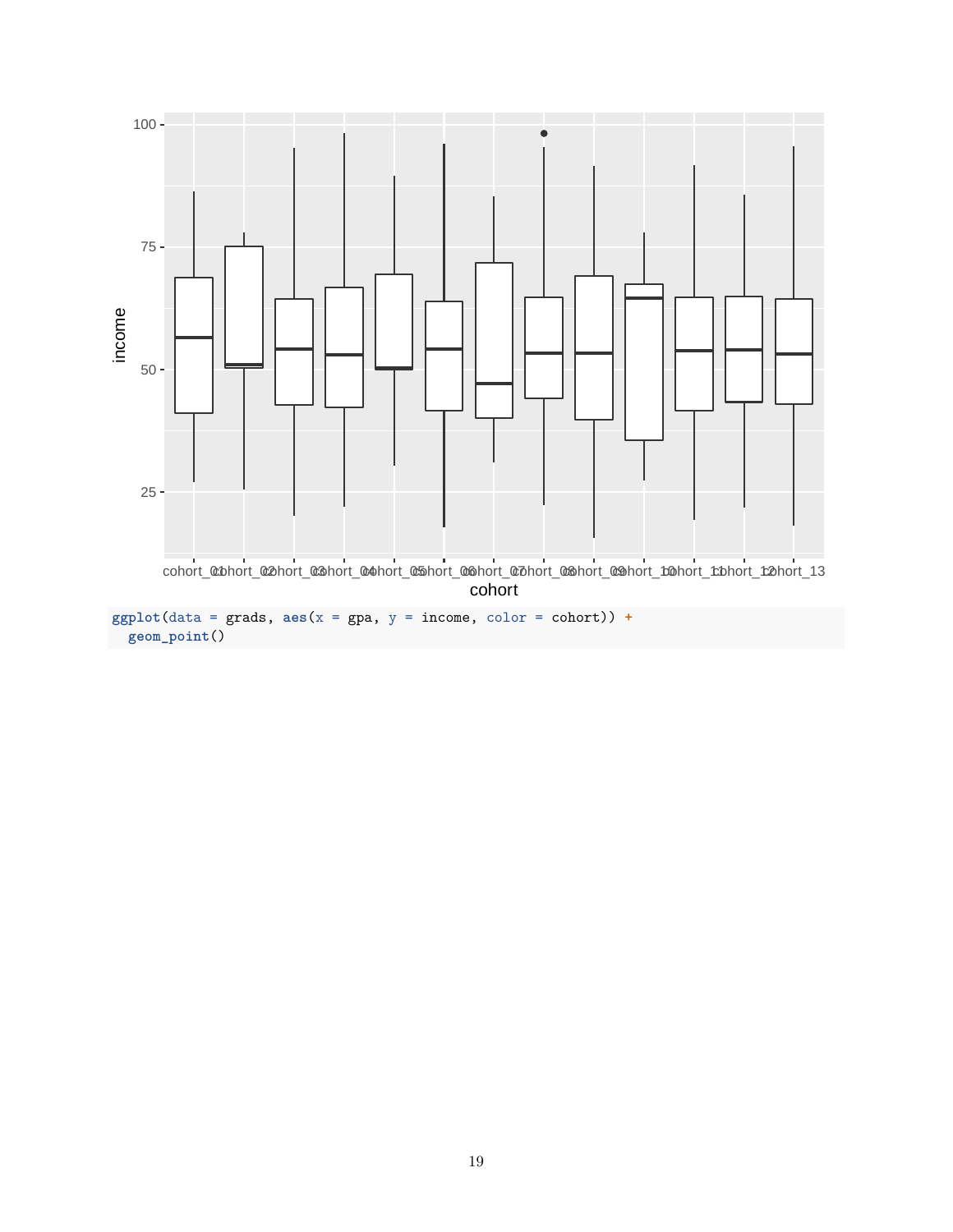```r
ggplot(data = grads, aes(x = gpa, y = income, color = cohort)) +
  geom_point()
```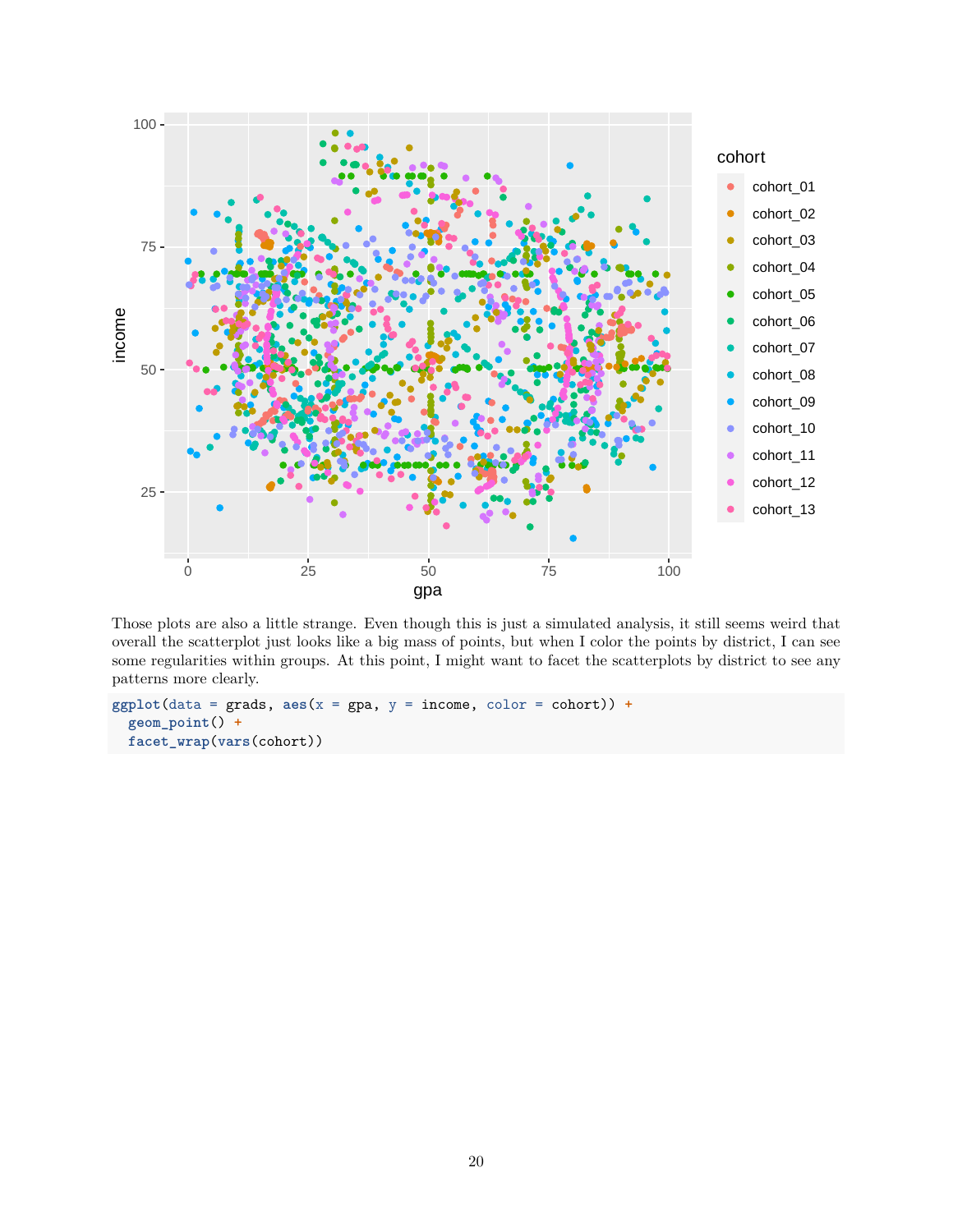Those plots are also a little strange. Even though this is just a simulated analysis, it still seems weird that overall the scatterplot just looks like a big mass of points, but when I color the points by district, I can see some regularities within groups. At this point, I might want to facet the scatterplots by district to see any patterns more clearly.

```
ggplot(data = grads, aes(x = gpa, y = income, color = cohort)) +
  geom_point() +
  facet_wrap(vars(cohort))
```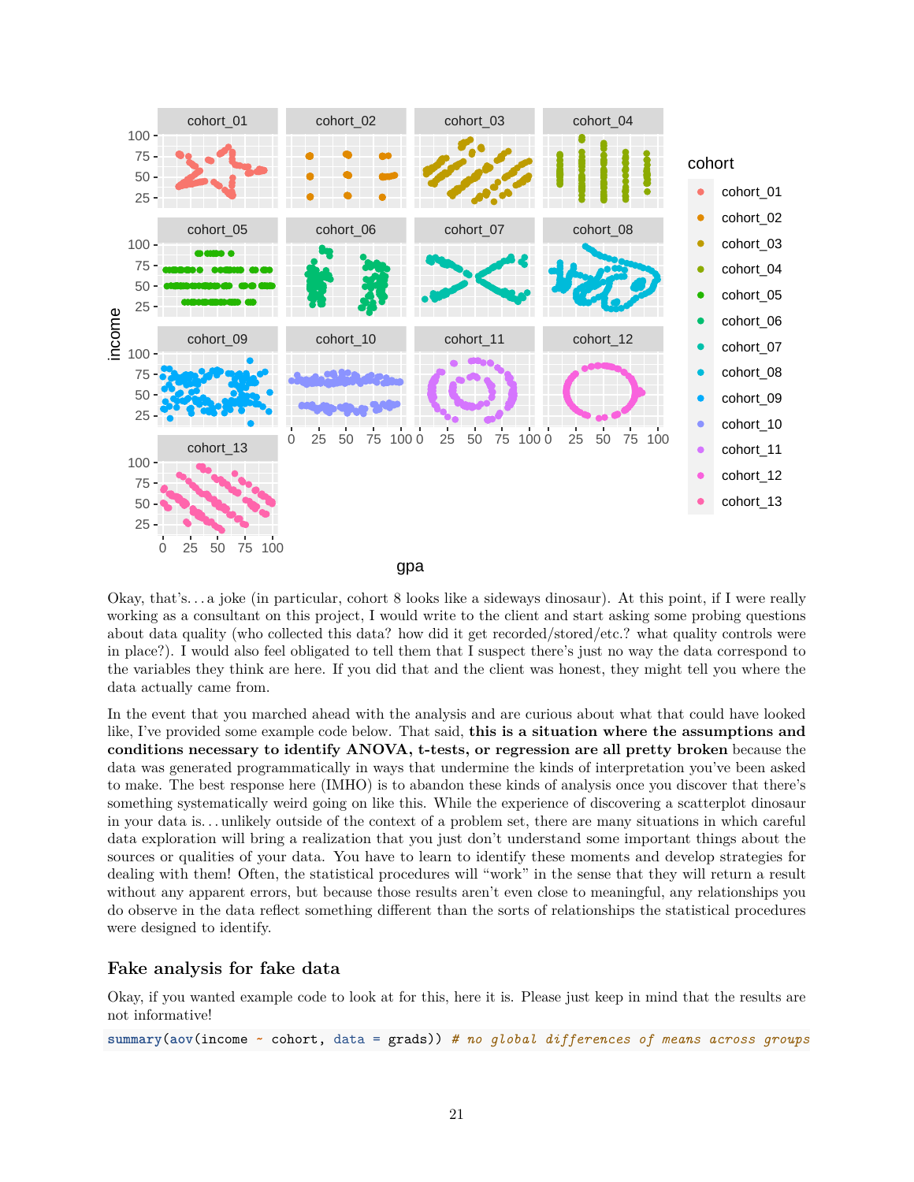Okay, that's. . . a joke (in particular, cohort 8 looks like a sideways dinosaur). At this point, if I were really working as a consultant on this project, I would write to the client and start asking some probing questions about data quality (who collected this data? how did it get recorded/stored/etc.? what quality controls were in place?). I would also feel obligated to tell them that I suspect there's just no way the data correspond to the variables they think are here. If you did that and the client was honest, they might tell you where the data actually came from.

In the event that you marched ahead with the analysis and are curious about what that could have looked like, I've provided some example code below. That said, **this is a situation where the assumptions and conditions necessary to identify ANOVA, t-tests, or regression are all pretty broken** because the data was generated programmatically in ways that undermine the kinds of interpretation you've been asked to make. The best response here (IMHO) is to abandon these kinds of analysis once you discover that there's something systematically weird going on like this. While the experience of discovering a scatterplot dinosaur in your data is. . . unlikely outside of the context of a problem set, there are many situations in which careful data exploration will bring a realization that you just don't understand some important things about the sources or qualities of your data. You have to learn to identify these moments and develop strategies for dealing with them! Often, the statistical procedures will "work" in the sense that they will return a result without any apparent errors, but because those results aren't even close to meaningful, any relationships you do observe in the data reflect something different than the sorts of relationships the statistical procedures were designed to identify.

## Fake analysis for fake data

Okay, if you wanted example code to look at for this, here it is. Please just keep in mind that the results are not informative!

```
summary(aov(income ~ cohort, data = grads)) # no global differences of means across groups
```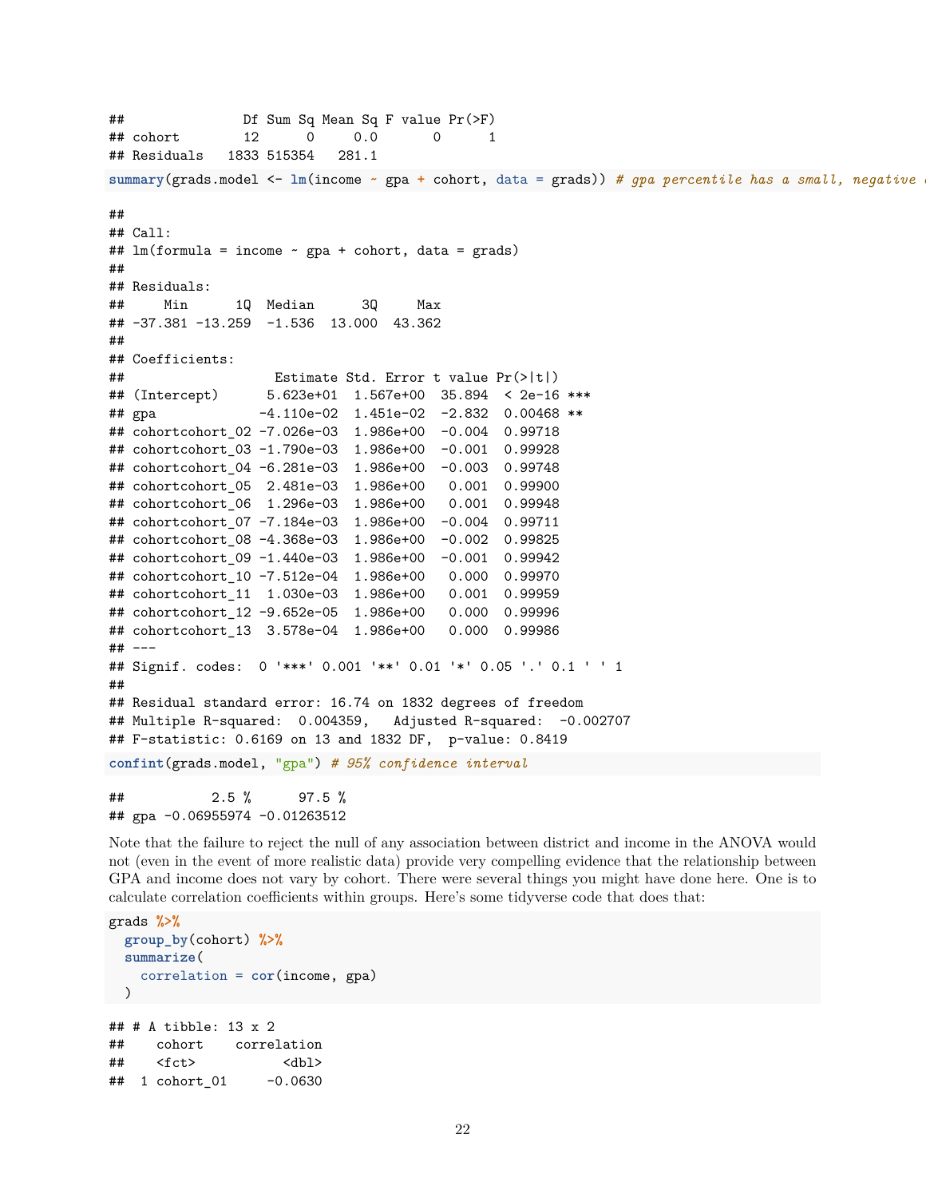```
##               Df Sum Sq Mean Sq F value Pr(>F)
## cohort        12      0     0.0       0      1
## Residuals   1833 515354   281.1
```

```
summary(grads.model <- lm(income ~ gpa + cohort, data = grads)) # gpa percentile has a small, negative
```

```
##
## Call:
## lm(formula = income ~ gpa + cohort, data = grads)
##
## Residuals:
##     Min      1Q  Median      3Q     Max
## -37.381 -13.259  -1.536  13.000  43.362
##
## Coefficients:
##                    Estimate Std. Error t value Pr(>|t|)
## (Intercept)       5.623e+01  1.567e+00  35.894  < 2e-16 ***
## gpa              -4.110e-02  1.451e-02  -2.832  0.00468 **
## cohortcohort_02 -7.026e-03  1.986e+00  -0.004  0.99718
## cohortcohort_03 -1.790e-03  1.986e+00  -0.001  0.99928
## cohortcohort_04 -6.281e-03  1.986e+00  -0.003  0.99748
## cohortcohort_05  2.481e-03  1.986e+00   0.001  0.99900
## cohortcohort_06  1.296e-03  1.986e+00   0.001  0.99948
## cohortcohort_07 -7.184e-03  1.986e+00  -0.004  0.99711
## cohortcohort_08 -4.368e-03  1.986e+00  -0.002  0.99825
## cohortcohort_09 -1.440e-03  1.986e+00  -0.001  0.99942
## cohortcohort_10 -7.512e-04  1.986e+00   0.000  0.99970
## cohortcohort_11  1.030e-03  1.986e+00   0.001  0.99959
## cohortcohort_12 -9.652e-05  1.986e+00   0.000  0.99996
## cohortcohort_13  3.578e-04  1.986e+00   0.000  0.99986
## ---
## Signif. codes:  0 '***' 0.001 '**' 0.01 '*' 0.05 '.' 0.1 ' ' 1
##
## Residual standard error: 16.74 on 1832 degrees of freedom
## Multiple R-squared:  0.004359,   Adjusted R-squared:  -0.002707
## F-statistic: 0.6169 on 13 and 1832 DF,  p-value: 0.8419
```

```
confint(grads.model, "gpa") # 95% confidence interval
```

```
##           2.5 %      97.5 %
## gpa -0.06955974 -0.01263512
```

Note that the failure to reject the null of any association between district and income in the ANOVA would not (even in the event of more realistic data) provide very compelling evidence that the relationship between GPA and income does not vary by cohort. There were several things you might have done here. One is to calculate correlation coefficients within groups. Here's some tidyverse code that does that:

```
grads %>%
  group_by(cohort) %>%
  summarize(
    correlation = cor(income, gpa)
  )
```

```
## # A tibble: 13 x 2
##    cohort    correlation
##    <fct>           <dbl>
##  1 cohort_01     -0.0630
```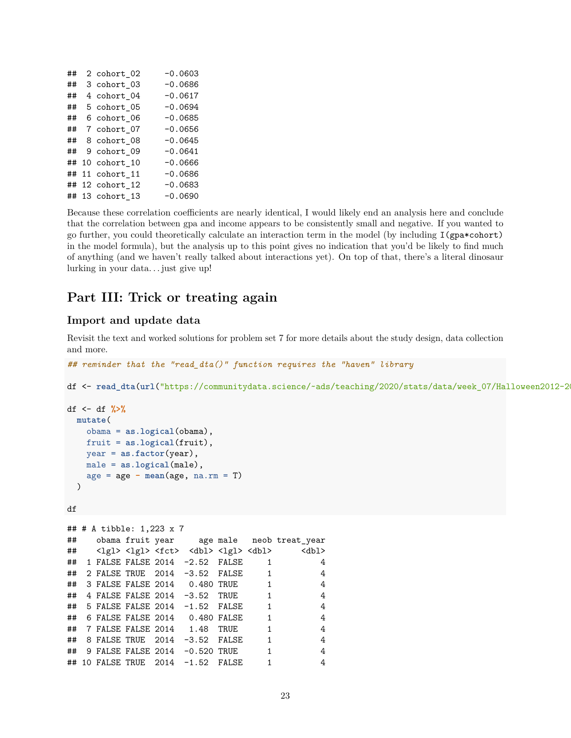```
##  2 cohort_02     -0.0603
##  3 cohort_03     -0.0686
##  4 cohort_04     -0.0617
##  5 cohort_05     -0.0694
##  6 cohort_06     -0.0685
##  7 cohort_07     -0.0656
##  8 cohort_08     -0.0645
##  9 cohort_09     -0.0641
## 10 cohort_10     -0.0666
## 11 cohort_11     -0.0686
## 12 cohort_12     -0.0683
## 13 cohort_13     -0.0690
```

Because these correlation coefficients are nearly identical, I would likely end an analysis here and conclude that the correlation between gpa and income appears to be consistently small and negative. If you wanted to go further, you could theoretically calculate an interaction term in the model (by including `I(gpa*cohort)` in the model formula), but the analysis up to this point gives no indication that you'd be likely to find much of anything (and we haven't really talked about interactions yet). On top of that, there's a literal dinosaur lurking in your data. . . just give up!

## Part III: Trick or treating again

### Import and update data

Revisit the text and worked solutions for problem set 7 for more details about the study design, data collection and more.

```
## reminder that the "read_dta()" function requires the "haven" library

df <- read_dta(url("https://communitydata.science/~ads/teaching/2020/stats/data/week_07/Halloween2012-20

df <- df %>%
  mutate(
    obama = as.logical(obama),
    fruit = as.logical(fruit),
    year = as.factor(year),
    male = as.logical(male),
    age = age - mean(age, na.rm = T)
  )

df
```

```
## # A tibble: 1,223 x 7
##    obama fruit year     age male   neob treat_year
##    <lgl> <lgl> <fct>  <dbl> <lgl> <dbl>      <dbl>
##  1 FALSE FALSE 2014  -2.52  FALSE     1          4
##  2 FALSE TRUE  2014  -3.52  FALSE     1          4
##  3 FALSE FALSE 2014   0.480 TRUE      1          4
##  4 FALSE FALSE 2014  -3.52  TRUE      1          4
##  5 FALSE FALSE 2014  -1.52  FALSE     1          4
##  6 FALSE FALSE 2014   0.480 FALSE     1          4
##  7 FALSE FALSE 2014   1.48  TRUE      1          4
##  8 FALSE TRUE  2014  -3.52  FALSE     1          4
##  9 FALSE FALSE 2014  -0.520 TRUE      1          4
## 10 FALSE TRUE  2014  -1.52  FALSE     1          4
```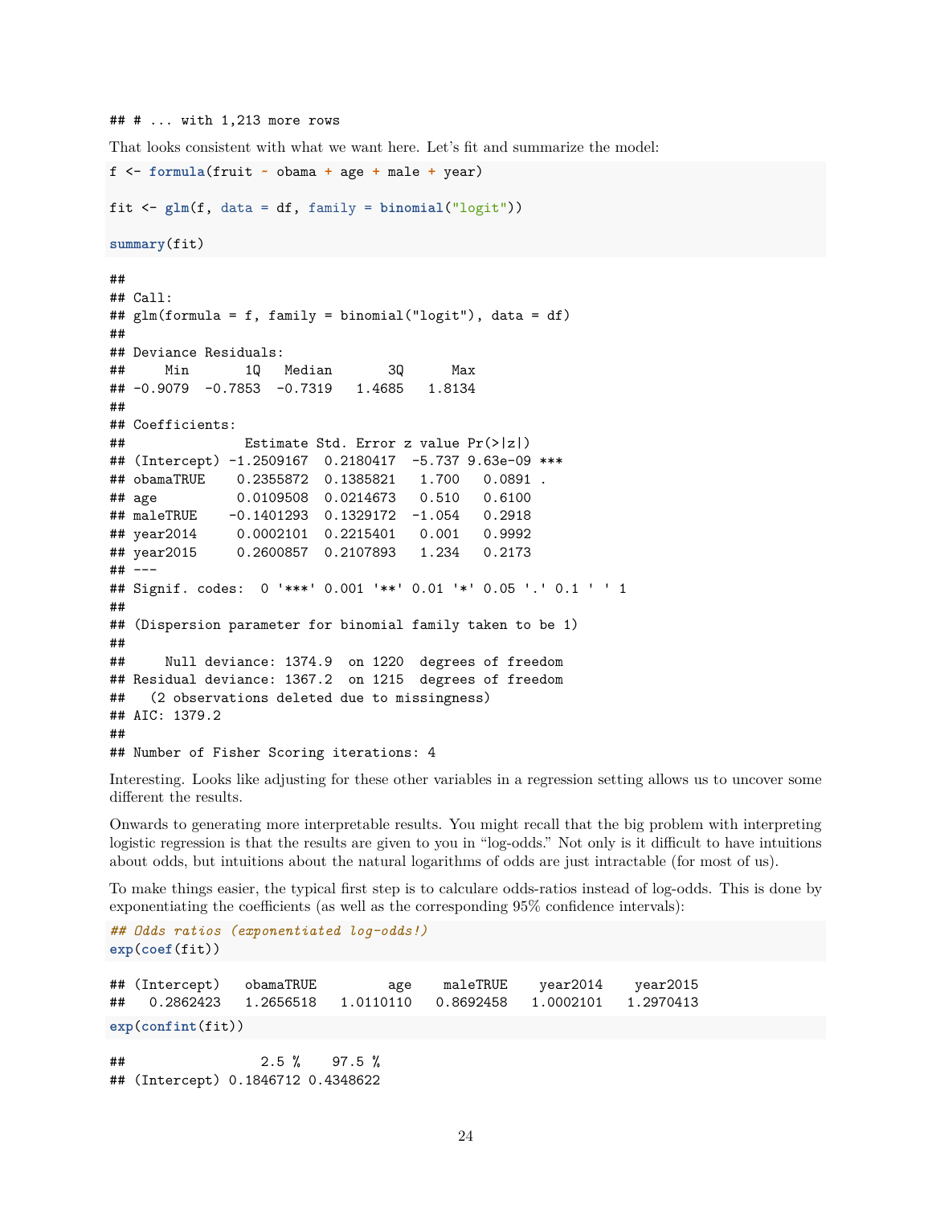```
## # ... with 1,213 more rows
```

That looks consistent with what we want here. Let's fit and summarize the model:

```
f <- formula(fruit ~ obama + age + male + year)

fit <- glm(f, data = df, family = binomial("logit"))

summary(fit)
```

```
##
## Call:
## glm(formula = f, family = binomial("logit"), data = df)
##
## Deviance Residuals:
##     Min       1Q   Median       3Q      Max
## -0.9079  -0.7853  -0.7319   1.4685   1.8134
##
## Coefficients:
##               Estimate Std. Error z value Pr(>|z|)
## (Intercept) -1.2509167  0.2180417  -5.737 9.63e-09 ***
## obamaTRUE    0.2355872  0.1385821   1.700   0.0891 .
## age          0.0109508  0.0214673   0.510   0.6100
## maleTRUE    -0.1401293  0.1329172  -1.054   0.2918
## year2014     0.0002101  0.2215401   0.001   0.9992
## year2015     0.2600857  0.2107893   1.234   0.2173
## ---
## Signif. codes:  0 '***' 0.001 '**' 0.01 '*' 0.05 '.' 0.1 ' ' 1
##
## (Dispersion parameter for binomial family taken to be 1)
##
##     Null deviance: 1374.9  on 1220  degrees of freedom
## Residual deviance: 1367.2  on 1215  degrees of freedom
##   (2 observations deleted due to missingness)
## AIC: 1379.2
##
## Number of Fisher Scoring iterations: 4
```

Interesting. Looks like adjusting for these other variables in a regression setting allows us to uncover some different the results.

Onwards to generating more interpretable results. You might recall that the big problem with interpreting logistic regression is that the results are given to you in "log-odds." Not only is it difficult to have intuitions about odds, but intuitions about the natural logarithms of odds are just intractable (for most of us).

To make things easier, the typical first step is to calculare odds-ratios instead of log-odds. This is done by exponentiating the coefficients (as well as the corresponding 95% confidence intervals):

```
## Odds ratios (exponentiated log-odds!)
exp(coef(fit))
```

```
## (Intercept)   obamaTRUE         age    maleTRUE    year2014    year2015
##   0.2862423   1.2656518   1.0110110   0.8692458   1.0002101   1.2970413
```

```
exp(confint(fit))
```

```
##                 2.5 %    97.5 %
## (Intercept) 0.1846712 0.4348622
```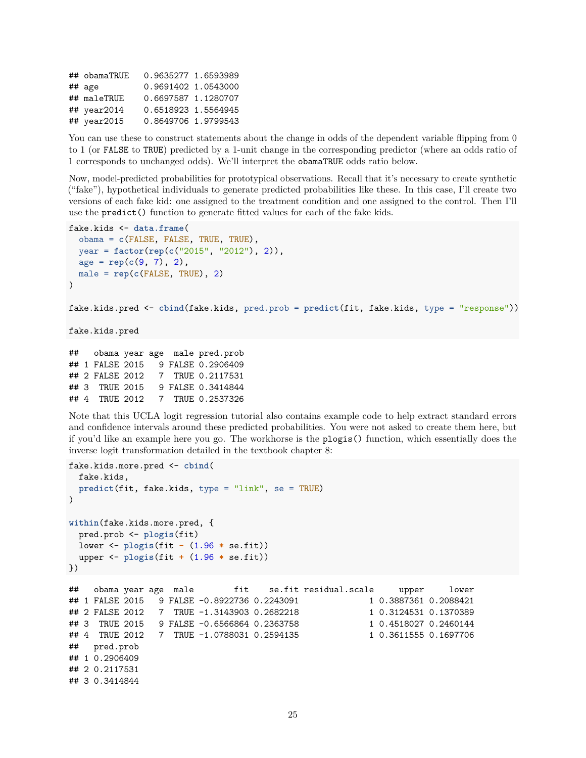```
## obamaTRUE   0.9635277 1.6593989
## age         0.9691402 1.0543000
## maleTRUE    0.6697587 1.1280707
## year2014    0.6518923 1.5564945
## year2015    0.8649706 1.9799543
```

You can use these to construct statements about the change in odds of the dependent variable flipping from 0 to 1 (or `FALSE` to `TRUE`) predicted by a 1-unit change in the corresponding predictor (where an odds ratio of 1 corresponds to unchanged odds). We'll interpret the `obamaTRUE` odds ratio below.

Now, model-predicted probabilities for prototypical observations. Recall that it's necessary to create synthetic ("fake"), hypothetical individuals to generate predicted probabilities like these. In this case, I'll create two versions of each fake kid: one assigned to the treatment condition and one assigned to the control. Then I'll use the `predict()` function to generate fitted values for each of the fake kids.

```
fake.kids <- data.frame(
  obama = c(FALSE, FALSE, TRUE, TRUE),
  year = factor(rep(c("2015", "2012"), 2)),
  age = rep(c(9, 7), 2),
  male = rep(c(FALSE, TRUE), 2)
)

fake.kids.pred <- cbind(fake.kids, pred.prob = predict(fit, fake.kids, type = "response"))

fake.kids.pred
```

```
##   obama year age  male pred.prob
## 1 FALSE 2015   9 FALSE 0.2906409
## 2 FALSE 2012   7  TRUE 0.2117531
## 3  TRUE 2015   9 FALSE 0.3414844
## 4  TRUE 2012   7  TRUE 0.2537326
```

Note that this UCLA logit regression tutorial also contains example code to help extract standard errors and confidence intervals around these predicted probabilities. You were not asked to create them here, but if you'd like an example here you go. The workhorse is the `plogis()` function, which essentially does the inverse logit transformation detailed in the textbook chapter 8:

```
fake.kids.more.pred <- cbind(
  fake.kids,
  predict(fit, fake.kids, type = "link", se = TRUE)
)

within(fake.kids.more.pred, {
  pred.prob <- plogis(fit)
  lower <- plogis(fit - (1.96 * se.fit))
  upper <- plogis(fit + (1.96 * se.fit))
})
```

```
##   obama year age  male        fit    se.fit residual.scale     upper     lower
## 1 FALSE 2015   9 FALSE -0.8922736 0.2243091              1 0.3887361 0.2088421
## 2 FALSE 2012   7  TRUE -1.3143903 0.2682218              1 0.3124531 0.1370389
## 3  TRUE 2015   9 FALSE -0.6566864 0.2363758              1 0.4518027 0.2460144
## 4  TRUE 2012   7  TRUE -1.0788031 0.2594135              1 0.3611555 0.1697706
##   pred.prob
## 1 0.2906409
## 2 0.2117531
## 3 0.3414844
```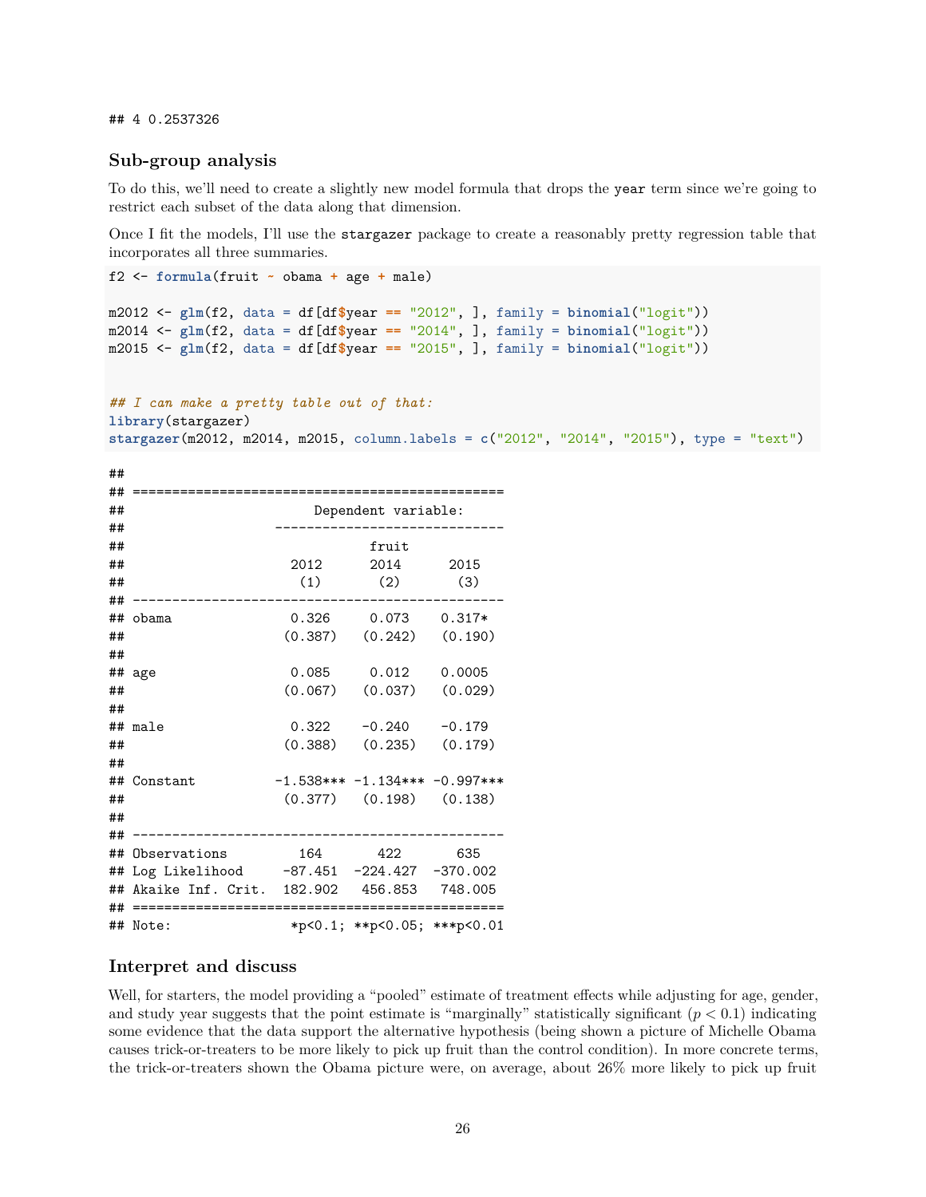```
## 4 0.2537326
```

### Sub-group analysis

To do this, we'll need to create a slightly new model formula that drops the `year` term since we're going to restrict each subset of the data along that dimension.

Once I fit the models, I'll use the `stargazer` package to create a reasonably pretty regression table that incorporates all three summaries.

```r
f2 <- formula(fruit ~ obama + age + male)

m2012 <- glm(f2, data = df[df$year == "2012", ], family = binomial("logit"))
m2014 <- glm(f2, data = df[df$year == "2014", ], family = binomial("logit"))
m2015 <- glm(f2, data = df[df$year == "2015", ], family = binomial("logit"))


## I can make a pretty table out of that:
library(stargazer)
stargazer(m2012, m2014, m2015, column.labels = c("2012", "2014", "2015"), type = "text")
```

```
##
## ==============================================
##                       Dependent variable:
##                   ----------------------------
##                              fruit
##                     2012      2014      2015
##                      (1)       (2)       (3)
## ----------------------------------------------
## obama               0.326     0.073    0.317*
##                    (0.387)   (0.242)   (0.190)
##
## age                 0.085     0.012    0.0005
##                    (0.067)   (0.037)   (0.029)
##
## male                0.322    -0.240    -0.179
##                    (0.388)   (0.235)   (0.179)
##
## Constant          -1.538*** -1.134*** -0.997***
##                    (0.377)   (0.198)   (0.138)
##
## ----------------------------------------------
## Observations         164       422       635
## Log Likelihood     -87.451  -224.427  -370.002
## Akaike Inf. Crit.  182.902   456.853   748.005
## ==============================================
## Note:               *p<0.1; **p<0.05; ***p<0.01
```

### Interpret and discuss

Well, for starters, the model providing a "pooled" estimate of treatment effects while adjusting for age, gender, and study year suggests that the point estimate is "marginally" statistically significant ($p < 0.1$) indicating some evidence that the data support the alternative hypothesis (being shown a picture of Michelle Obama causes trick-or-treaters to be more likely to pick up fruit than the control condition). In more concrete terms, the trick-or-treaters shown the Obama picture were, on average, about 26% more likely to pick up fruit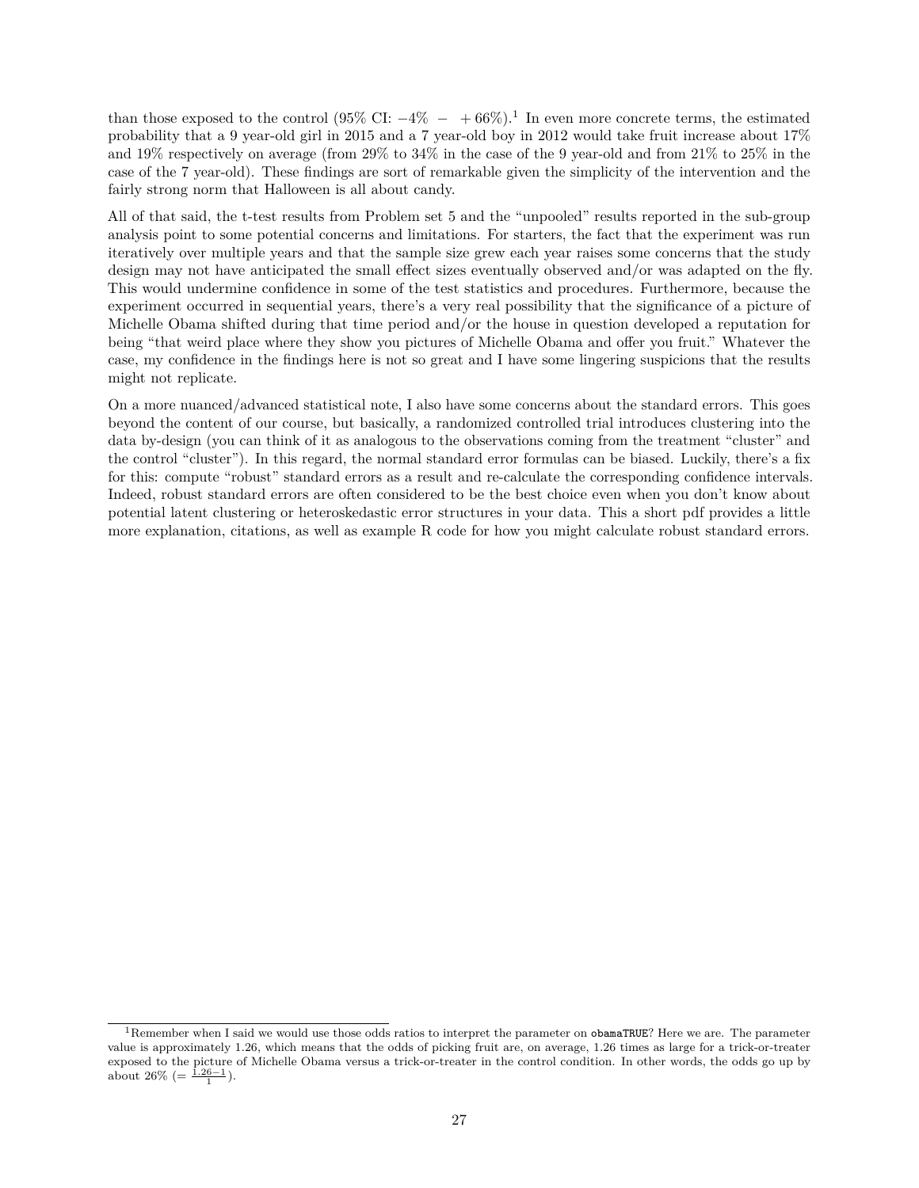than those exposed to the control (95% CI: $-4\% \;-\; +66\%$).[1] In even more concrete terms, the estimated probability that a 9 year-old girl in 2015 and a 7 year-old boy in 2012 would take fruit increase about 17% and 19% respectively on average (from 29% to 34% in the case of the 9 year-old and from 21% to 25% in the case of the 7 year-old). These findings are sort of remarkable given the simplicity of the intervention and the fairly strong norm that Halloween is all about candy.

All of that said, the t-test results from Problem set 5 and the "unpooled" results reported in the sub-group analysis point to some potential concerns and limitations. For starters, the fact that the experiment was run iteratively over multiple years and that the sample size grew each year raises some concerns that the study design may not have anticipated the small effect sizes eventually observed and/or was adapted on the fly. This would undermine confidence in some of the test statistics and procedures. Furthermore, because the experiment occurred in sequential years, there's a very real possibility that the significance of a picture of Michelle Obama shifted during that time period and/or the house in question developed a reputation for being "that weird place where they show you pictures of Michelle Obama and offer you fruit." Whatever the case, my confidence in the findings here is not so great and I have some lingering suspicions that the results might not replicate.

On a more nuanced/advanced statistical note, I also have some concerns about the standard errors. This goes beyond the content of our course, but basically, a randomized controlled trial introduces clustering into the data by-design (you can think of it as analogous to the observations coming from the treatment "cluster" and the control "cluster"). In this regard, the normal standard error formulas can be biased. Luckily, there's a fix for this: compute "robust" standard errors as a result and re-calculate the corresponding confidence intervals. Indeed, robust standard errors are often considered to be the best choice even when you don't know about potential latent clustering or heteroskedastic error structures in your data. This a short pdf provides a little more explanation, citations, as well as example R code for how you might calculate robust standard errors.

---

[1] Remember when I said we would use those odds ratios to interpret the parameter on `obamaTRUE`? Here we are. The parameter value is approximately 1.26, which means that the odds of picking fruit are, on average, 1.26 times as large for a trick-or-treater exposed to the picture of Michelle Obama versus a trick-or-treater in the control condition. In other words, the odds go up by about 26% ($= \frac{1.26-1}{1}$).